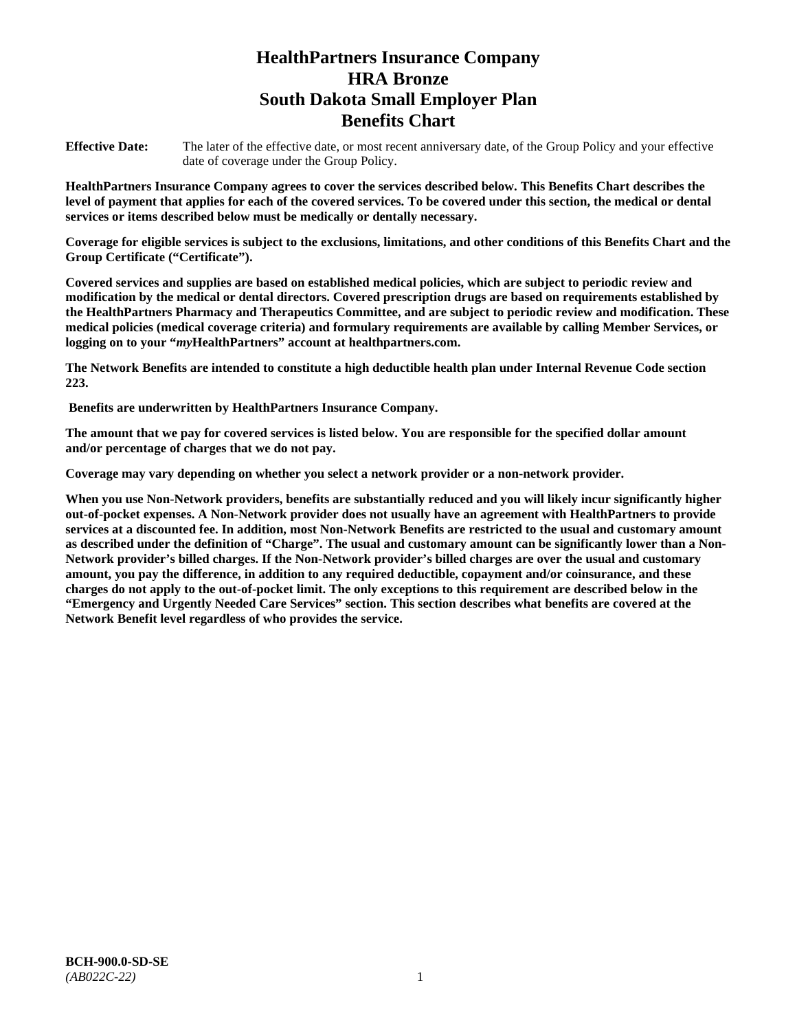# HealthPartners Insurance Company
# HRA Bronze
# South Dakota Small Employer Plan
# Benefits Chart

**Effective Date:** The later of the effective date, or most recent anniversary date, of the Group Policy and your effective date of coverage under the Group Policy.

**HealthPartners Insurance Company agrees to cover the services described below. This Benefits Chart describes the level of payment that applies for each of the covered services. To be covered under this section, the medical or dental services or items described below must be medically or dentally necessary.**

**Coverage for eligible services is subject to the exclusions, limitations, and other conditions of this Benefits Chart and the Group Certificate ("Certificate").**

**Covered services and supplies are based on established medical policies, which are subject to periodic review and modification by the medical or dental directors. Covered prescription drugs are based on requirements established by the HealthPartners Pharmacy and Therapeutics Committee, and are subject to periodic review and modification. These medical policies (medical coverage criteria) and formulary requirements are available by calling Member Services, or logging on to your "*my*HealthPartners" account at healthpartners.com.**

**The Network Benefits are intended to constitute a high deductible health plan under Internal Revenue Code section 223.**

**Benefits are underwritten by HealthPartners Insurance Company.**

**The amount that we pay for covered services is listed below. You are responsible for the specified dollar amount and/or percentage of charges that we do not pay.**

**Coverage may vary depending on whether you select a network provider or a non-network provider.**

**When you use Non-Network providers, benefits are substantially reduced and you will likely incur significantly higher out-of-pocket expenses. A Non-Network provider does not usually have an agreement with HealthPartners to provide services at a discounted fee. In addition, most Non-Network Benefits are restricted to the usual and customary amount as described under the definition of "Charge". The usual and customary amount can be significantly lower than a Non-Network provider's billed charges. If the Non-Network provider's billed charges are over the usual and customary amount, you pay the difference, in addition to any required deductible, copayment and/or coinsurance, and these charges do not apply to the out-of-pocket limit. The only exceptions to this requirement are described below in the "Emergency and Urgently Needed Care Services" section. This section describes what benefits are covered at the Network Benefit level regardless of who provides the service.**

**BCH-900.0-SD-SE**
*(AB022C-22)*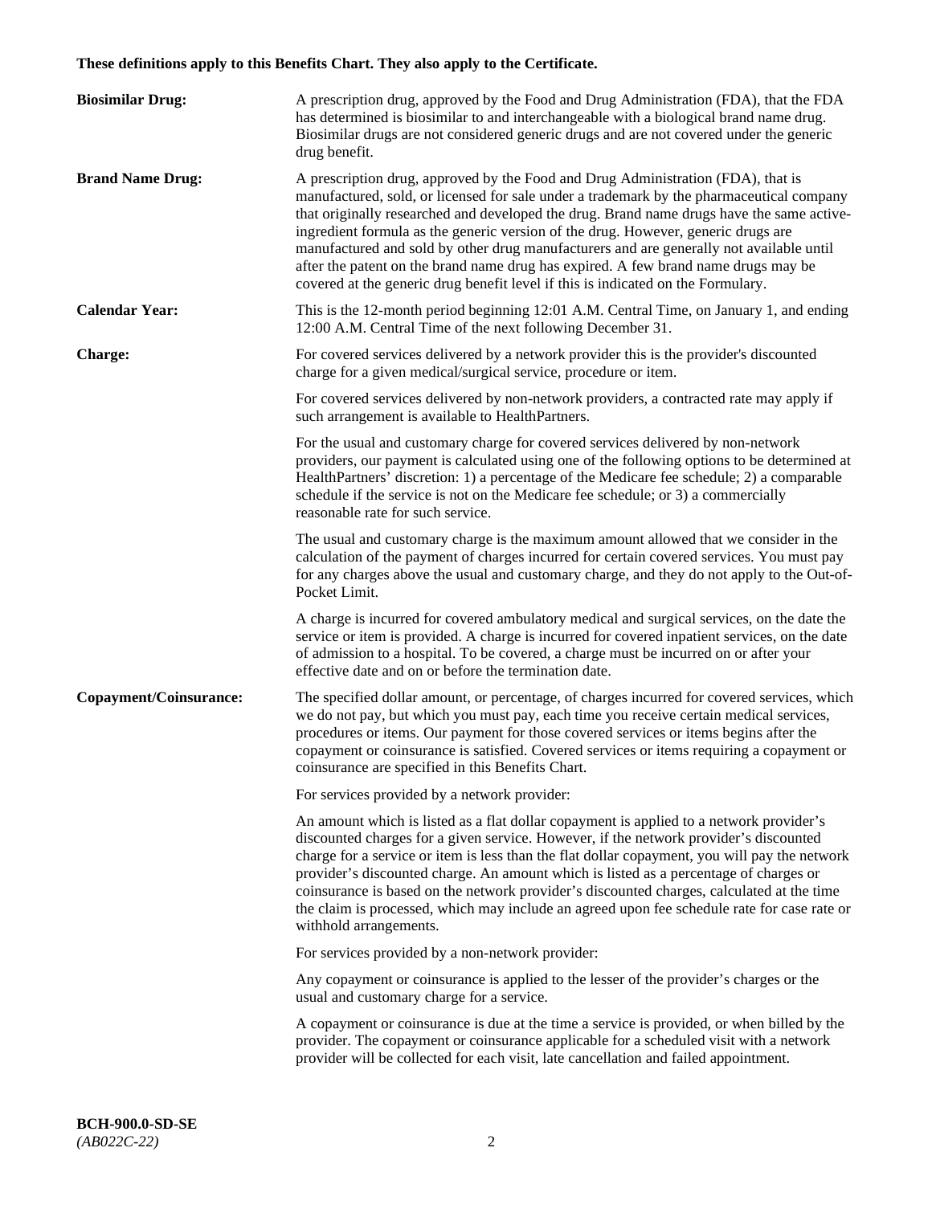**These definitions apply to this Benefits Chart. They also apply to the Certificate.**

**Biosimilar Drug:** A prescription drug, approved by the Food and Drug Administration (FDA), that the FDA has determined is biosimilar to and interchangeable with a biological brand name drug. Biosimilar drugs are not considered generic drugs and are not covered under the generic drug benefit.

**Brand Name Drug:** A prescription drug, approved by the Food and Drug Administration (FDA), that is manufactured, sold, or licensed for sale under a trademark by the pharmaceutical company that originally researched and developed the drug. Brand name drugs have the same active-ingredient formula as the generic version of the drug. However, generic drugs are manufactured and sold by other drug manufacturers and are generally not available until after the patent on the brand name drug has expired. A few brand name drugs may be covered at the generic drug benefit level if this is indicated on the Formulary.

**Calendar Year:** This is the 12-month period beginning 12:01 A.M. Central Time, on January 1, and ending 12:00 A.M. Central Time of the next following December 31.

**Charge:** For covered services delivered by a network provider this is the provider's discounted charge for a given medical/surgical service, procedure or item.

For covered services delivered by non-network providers, a contracted rate may apply if such arrangement is available to HealthPartners.

For the usual and customary charge for covered services delivered by non-network providers, our payment is calculated using one of the following options to be determined at HealthPartners' discretion: 1) a percentage of the Medicare fee schedule; 2) a comparable schedule if the service is not on the Medicare fee schedule; or 3) a commercially reasonable rate for such service.

The usual and customary charge is the maximum amount allowed that we consider in the calculation of the payment of charges incurred for certain covered services. You must pay for any charges above the usual and customary charge, and they do not apply to the Out-of-Pocket Limit.

A charge is incurred for covered ambulatory medical and surgical services, on the date the service or item is provided. A charge is incurred for covered inpatient services, on the date of admission to a hospital. To be covered, a charge must be incurred on or after your effective date and on or before the termination date.

**Copayment/Coinsurance:** The specified dollar amount, or percentage, of charges incurred for covered services, which we do not pay, but which you must pay, each time you receive certain medical services, procedures or items. Our payment for those covered services or items begins after the copayment or coinsurance is satisfied. Covered services or items requiring a copayment or coinsurance are specified in this Benefits Chart.

For services provided by a network provider:

An amount which is listed as a flat dollar copayment is applied to a network provider's discounted charges for a given service. However, if the network provider's discounted charge for a service or item is less than the flat dollar copayment, you will pay the network provider's discounted charge. An amount which is listed as a percentage of charges or coinsurance is based on the network provider's discounted charges, calculated at the time the claim is processed, which may include an agreed upon fee schedule rate for case rate or withhold arrangements.

For services provided by a non-network provider:

Any copayment or coinsurance is applied to the lesser of the provider's charges or the usual and customary charge for a service.

A copayment or coinsurance is due at the time a service is provided, or when billed by the provider. The copayment or coinsurance applicable for a scheduled visit with a network provider will be collected for each visit, late cancellation and failed appointment.

**BCH-900.0-SD-SE**
*(AB022C-22)*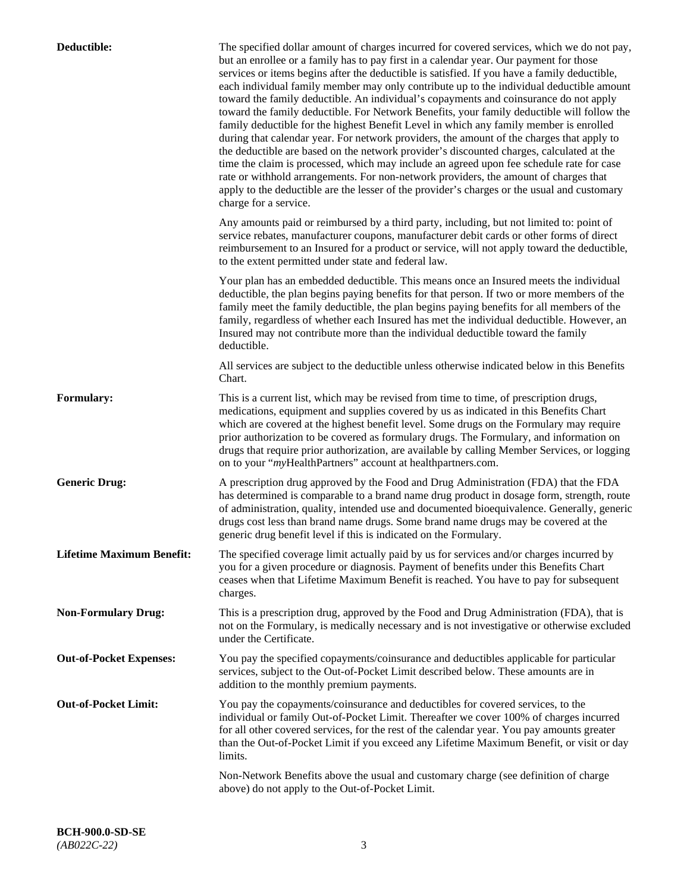**Deductible:** The specified dollar amount of charges incurred for covered services, which we do not pay, but an enrollee or a family has to pay first in a calendar year. Our payment for those services or items begins after the deductible is satisfied. If you have a family deductible, each individual family member may only contribute up to the individual deductible amount toward the family deductible. An individual's copayments and coinsurance do not apply toward the family deductible. For Network Benefits, your family deductible will follow the family deductible for the highest Benefit Level in which any family member is enrolled during that calendar year. For network providers, the amount of the charges that apply to the deductible are based on the network provider's discounted charges, calculated at the time the claim is processed, which may include an agreed upon fee schedule rate for case rate or withhold arrangements. For non-network providers, the amount of charges that apply to the deductible are the lesser of the provider's charges or the usual and customary charge for a service.

Any amounts paid or reimbursed by a third party, including, but not limited to: point of service rebates, manufacturer coupons, manufacturer debit cards or other forms of direct reimbursement to an Insured for a product or service, will not apply toward the deductible, to the extent permitted under state and federal law.

Your plan has an embedded deductible. This means once an Insured meets the individual deductible, the plan begins paying benefits for that person. If two or more members of the family meet the family deductible, the plan begins paying benefits for all members of the family, regardless of whether each Insured has met the individual deductible. However, an Insured may not contribute more than the individual deductible toward the family deductible.

All services are subject to the deductible unless otherwise indicated below in this Benefits Chart.

**Formulary:** This is a current list, which may be revised from time to time, of prescription drugs, medications, equipment and supplies covered by us as indicated in this Benefits Chart which are covered at the highest benefit level. Some drugs on the Formulary may require prior authorization to be covered as formulary drugs. The Formulary, and information on drugs that require prior authorization, are available by calling Member Services, or logging on to your "*my*HealthPartners" account at healthpartners.com.

**Generic Drug:** A prescription drug approved by the Food and Drug Administration (FDA) that the FDA has determined is comparable to a brand name drug product in dosage form, strength, route of administration, quality, intended use and documented bioequivalence. Generally, generic drugs cost less than brand name drugs. Some brand name drugs may be covered at the generic drug benefit level if this is indicated on the Formulary.

**Lifetime Maximum Benefit:** The specified coverage limit actually paid by us for services and/or charges incurred by you for a given procedure or diagnosis. Payment of benefits under this Benefits Chart ceases when that Lifetime Maximum Benefit is reached. You have to pay for subsequent charges.

**Non-Formulary Drug:** This is a prescription drug, approved by the Food and Drug Administration (FDA), that is not on the Formulary, is medically necessary and is not investigative or otherwise excluded under the Certificate.

**Out-of-Pocket Expenses:** You pay the specified copayments/coinsurance and deductibles applicable for particular services, subject to the Out-of-Pocket Limit described below. These amounts are in addition to the monthly premium payments.

**Out-of-Pocket Limit:** You pay the copayments/coinsurance and deductibles for covered services, to the individual or family Out-of-Pocket Limit. Thereafter we cover 100% of charges incurred for all other covered services, for the rest of the calendar year. You pay amounts greater than the Out-of-Pocket Limit if you exceed any Lifetime Maximum Benefit, or visit or day limits.

Non-Network Benefits above the usual and customary charge (see definition of charge above) do not apply to the Out-of-Pocket Limit.

**BCH-900.0-SD-SE**
*(AB022C-22)*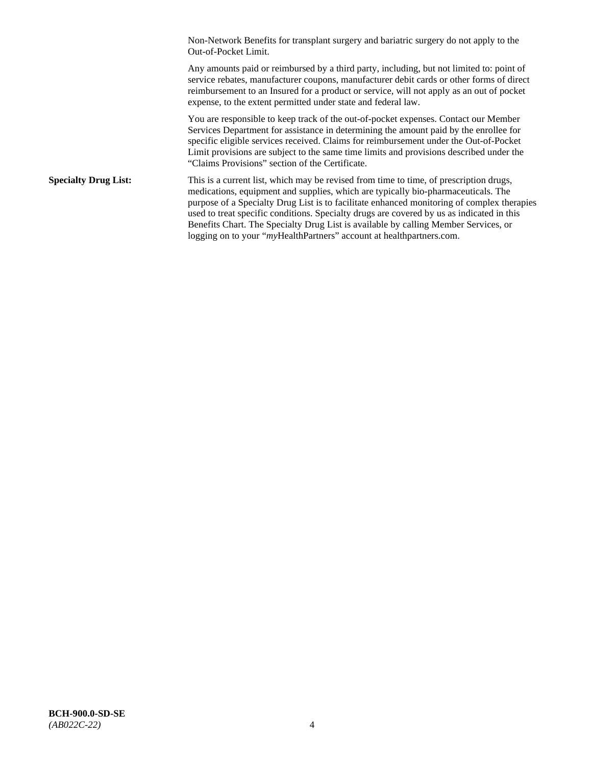Non-Network Benefits for transplant surgery and bariatric surgery do not apply to the Out-of-Pocket Limit.

Any amounts paid or reimbursed by a third party, including, but not limited to: point of service rebates, manufacturer coupons, manufacturer debit cards or other forms of direct reimbursement to an Insured for a product or service, will not apply as an out of pocket expense, to the extent permitted under state and federal law.

You are responsible to keep track of the out-of-pocket expenses. Contact our Member Services Department for assistance in determining the amount paid by the enrollee for specific eligible services received. Claims for reimbursement under the Out-of-Pocket Limit provisions are subject to the same time limits and provisions described under the "Claims Provisions" section of the Certificate.

**Specialty Drug List:** This is a current list, which may be revised from time to time, of prescription drugs, medications, equipment and supplies, which are typically bio-pharmaceuticals. The purpose of a Specialty Drug List is to facilitate enhanced monitoring of complex therapies used to treat specific conditions. Specialty drugs are covered by us as indicated in this Benefits Chart. The Specialty Drug List is available by calling Member Services, or logging on to your "*my*HealthPartners" account at healthpartners.com.

**BCH-900.0-SD-SE**
*(AB022C-22)*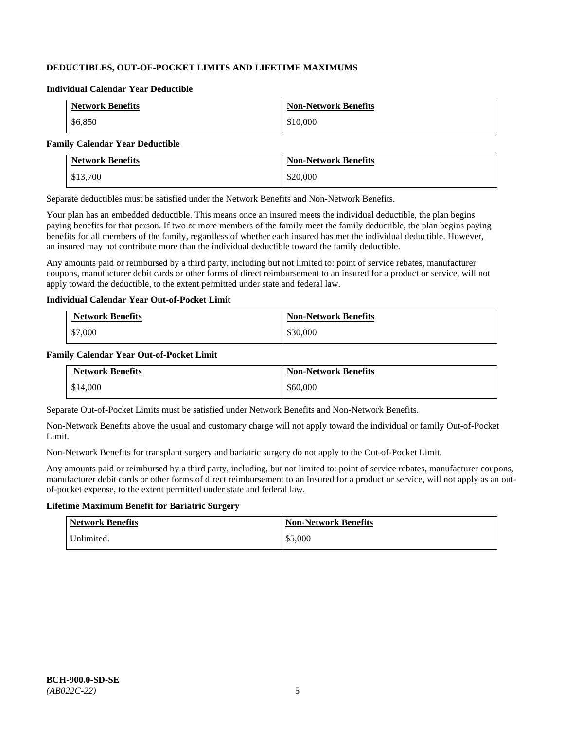**DEDUCTIBLES, OUT-OF-POCKET LIMITS AND LIFETIME MAXIMUMS**

**Individual Calendar Year Deductible**

| Network Benefits | Non-Network Benefits |
|---|---|
| $6,850 | $10,000 |

**Family Calendar Year Deductible**

| Network Benefits | Non-Network Benefits |
|---|---|
| $13,700 | $20,000 |

Separate deductibles must be satisfied under the Network Benefits and Non-Network Benefits.

Your plan has an embedded deductible. This means once an insured meets the individual deductible, the plan begins paying benefits for that person. If two or more members of the family meet the family deductible, the plan begins paying benefits for all members of the family, regardless of whether each insured has met the individual deductible. However, an insured may not contribute more than the individual deductible toward the family deductible.

Any amounts paid or reimbursed by a third party, including but not limited to: point of service rebates, manufacturer coupons, manufacturer debit cards or other forms of direct reimbursement to an insured for a product or service, will not apply toward the deductible, to the extent permitted under state and federal law.

**Individual Calendar Year Out-of-Pocket Limit**

| Network Benefits | Non-Network Benefits |
|---|---|
| $7,000 | $30,000 |

**Family Calendar Year Out-of-Pocket Limit**

| Network Benefits | Non-Network Benefits |
|---|---|
| $14,000 | $60,000 |

Separate Out-of-Pocket Limits must be satisfied under Network Benefits and Non-Network Benefits.

Non-Network Benefits above the usual and customary charge will not apply toward the individual or family Out-of-Pocket Limit.

Non-Network Benefits for transplant surgery and bariatric surgery do not apply to the Out-of-Pocket Limit.

Any amounts paid or reimbursed by a third party, including, but not limited to: point of service rebates, manufacturer coupons, manufacturer debit cards or other forms of direct reimbursement to an Insured for a product or service, will not apply as an out-of-pocket expense, to the extent permitted under state and federal law.

**Lifetime Maximum Benefit for Bariatric Surgery**

| Network Benefits | Non-Network Benefits |
|---|---|
| Unlimited. | $5,000 |

**BCH-900.0-SD-SE**
*(AB022C-22)*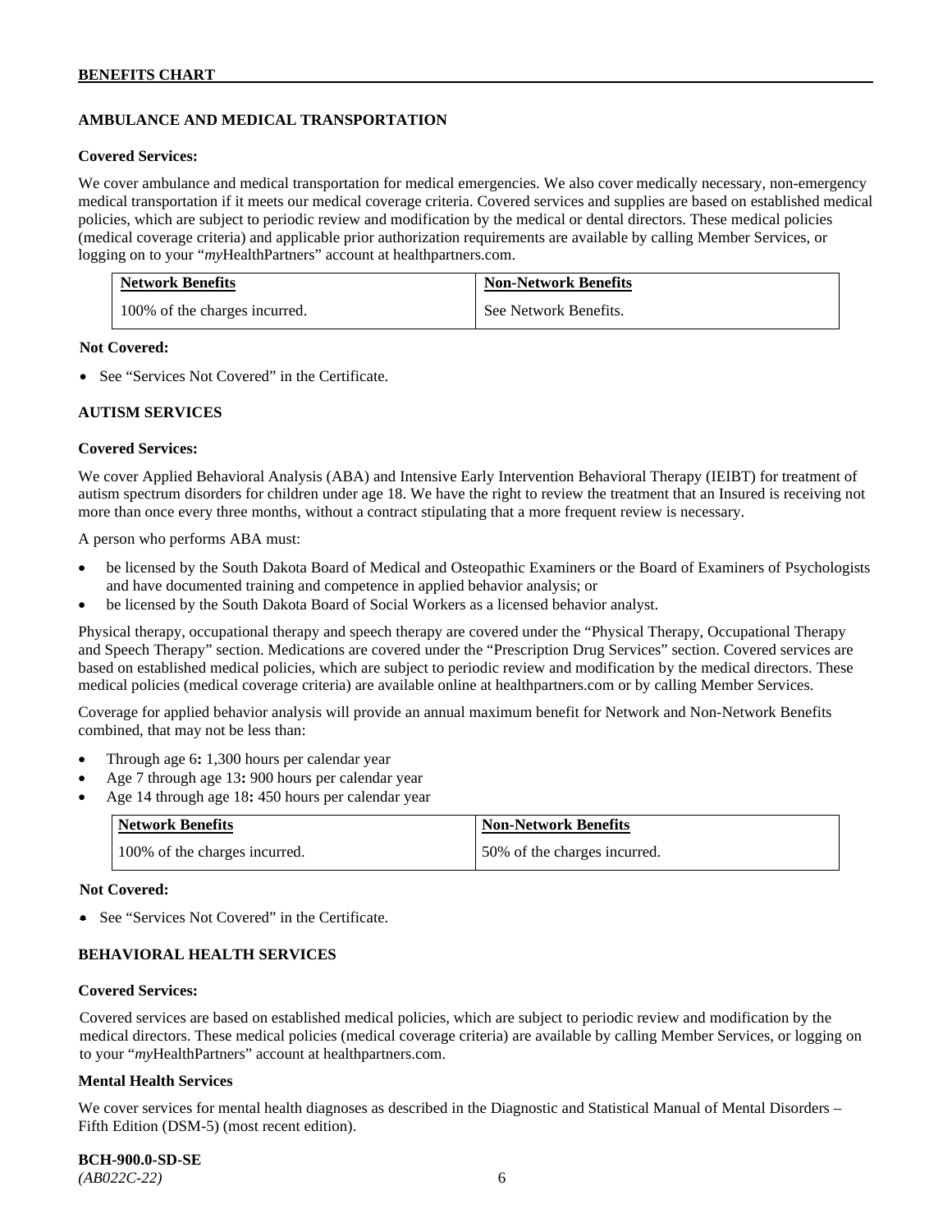## AMBULANCE AND MEDICAL TRANSPORTATION

**Covered Services:**

We cover ambulance and medical transportation for medical emergencies. We also cover medically necessary, non-emergency medical transportation if it meets our medical coverage criteria. Covered services and supplies are based on established medical policies, which are subject to periodic review and modification by the medical or dental directors. These medical policies (medical coverage criteria) and applicable prior authorization requirements are available by calling Member Services, or logging on to your "*my*HealthPartners" account at healthpartners.com.

| Network Benefits | Non-Network Benefits |
|---|---|
| 100% of the charges incurred. | See Network Benefits. |

**Not Covered:**

- See "Services Not Covered" in the Certificate.

## AUTISM SERVICES

**Covered Services:**

We cover Applied Behavioral Analysis (ABA) and Intensive Early Intervention Behavioral Therapy (IEIBT) for treatment of autism spectrum disorders for children under age 18. We have the right to review the treatment that an Insured is receiving not more than once every three months, without a contract stipulating that a more frequent review is necessary.

A person who performs ABA must:

- be licensed by the South Dakota Board of Medical and Osteopathic Examiners or the Board of Examiners of Psychologists and have documented training and competence in applied behavior analysis; or
- be licensed by the South Dakota Board of Social Workers as a licensed behavior analyst.

Physical therapy, occupational therapy and speech therapy are covered under the "Physical Therapy, Occupational Therapy and Speech Therapy" section. Medications are covered under the "Prescription Drug Services" section. Covered services are based on established medical policies, which are subject to periodic review and modification by the medical directors. These medical policies (medical coverage criteria) are available online at healthpartners.com or by calling Member Services.

Coverage for applied behavior analysis will provide an annual maximum benefit for Network and Non-Network Benefits combined, that may not be less than:

- Through age 6**:** 1,300 hours per calendar year
- Age 7 through age 13**:** 900 hours per calendar year
- Age 14 through age 18**:** 450 hours per calendar year

| Network Benefits | Non-Network Benefits |
|---|---|
| 100% of the charges incurred. | 50% of the charges incurred. |

**Not Covered:**

- See "Services Not Covered" in the Certificate.

## BEHAVIORAL HEALTH SERVICES

**Covered Services:**

Covered services are based on established medical policies, which are subject to periodic review and modification by the medical directors. These medical policies (medical coverage criteria) are available by calling Member Services, or logging on to your "*my*HealthPartners" account at healthpartners.com.

**Mental Health Services**

We cover services for mental health diagnoses as described in the Diagnostic and Statistical Manual of Mental Disorders – Fifth Edition (DSM-5) (most recent edition).

**BCH-900.0-SD-SE**
*(AB022C-22)*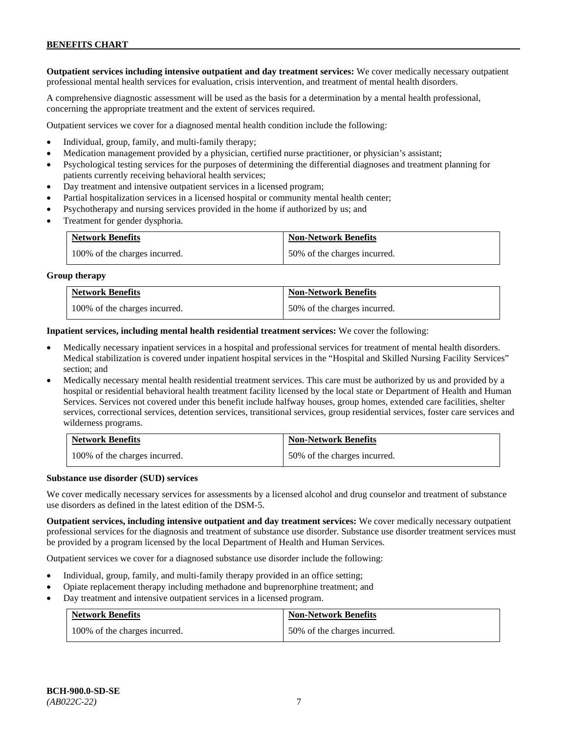**Outpatient services including intensive outpatient and day treatment services:** We cover medically necessary outpatient professional mental health services for evaluation, crisis intervention, and treatment of mental health disorders.

A comprehensive diagnostic assessment will be used as the basis for a determination by a mental health professional, concerning the appropriate treatment and the extent of services required.

Outpatient services we cover for a diagnosed mental health condition include the following:

- Individual, group, family, and multi-family therapy;
- Medication management provided by a physician, certified nurse practitioner, or physician's assistant;
- Psychological testing services for the purposes of determining the differential diagnoses and treatment planning for patients currently receiving behavioral health services;
- Day treatment and intensive outpatient services in a licensed program;
- Partial hospitalization services in a licensed hospital or community mental health center;
- Psychotherapy and nursing services provided in the home if authorized by us; and
- Treatment for gender dysphoria.

| Network Benefits | Non-Network Benefits |
|---|---|
| 100% of the charges incurred. | 50% of the charges incurred. |

**Group therapy**

| Network Benefits | Non-Network Benefits |
|---|---|
| 100% of the charges incurred. | 50% of the charges incurred. |

**Inpatient services, including mental health residential treatment services:** We cover the following:

- Medically necessary inpatient services in a hospital and professional services for treatment of mental health disorders. Medical stabilization is covered under inpatient hospital services in the "Hospital and Skilled Nursing Facility Services" section; and
- Medically necessary mental health residential treatment services. This care must be authorized by us and provided by a hospital or residential behavioral health treatment facility licensed by the local state or Department of Health and Human Services. Services not covered under this benefit include halfway houses, group homes, extended care facilities, shelter services, correctional services, detention services, transitional services, group residential services, foster care services and wilderness programs.

| Network Benefits | Non-Network Benefits |
|---|---|
| 100% of the charges incurred. | 50% of the charges incurred. |

**Substance use disorder (SUD) services**

We cover medically necessary services for assessments by a licensed alcohol and drug counselor and treatment of substance use disorders as defined in the latest edition of the DSM-5.

**Outpatient services, including intensive outpatient and day treatment services:** We cover medically necessary outpatient professional services for the diagnosis and treatment of substance use disorder. Substance use disorder treatment services must be provided by a program licensed by the local Department of Health and Human Services.

Outpatient services we cover for a diagnosed substance use disorder include the following:

- Individual, group, family, and multi-family therapy provided in an office setting;
- Opiate replacement therapy including methadone and buprenorphine treatment; and
- Day treatment and intensive outpatient services in a licensed program.

| Network Benefits | Non-Network Benefits |
|---|---|
| 100% of the charges incurred. | 50% of the charges incurred. |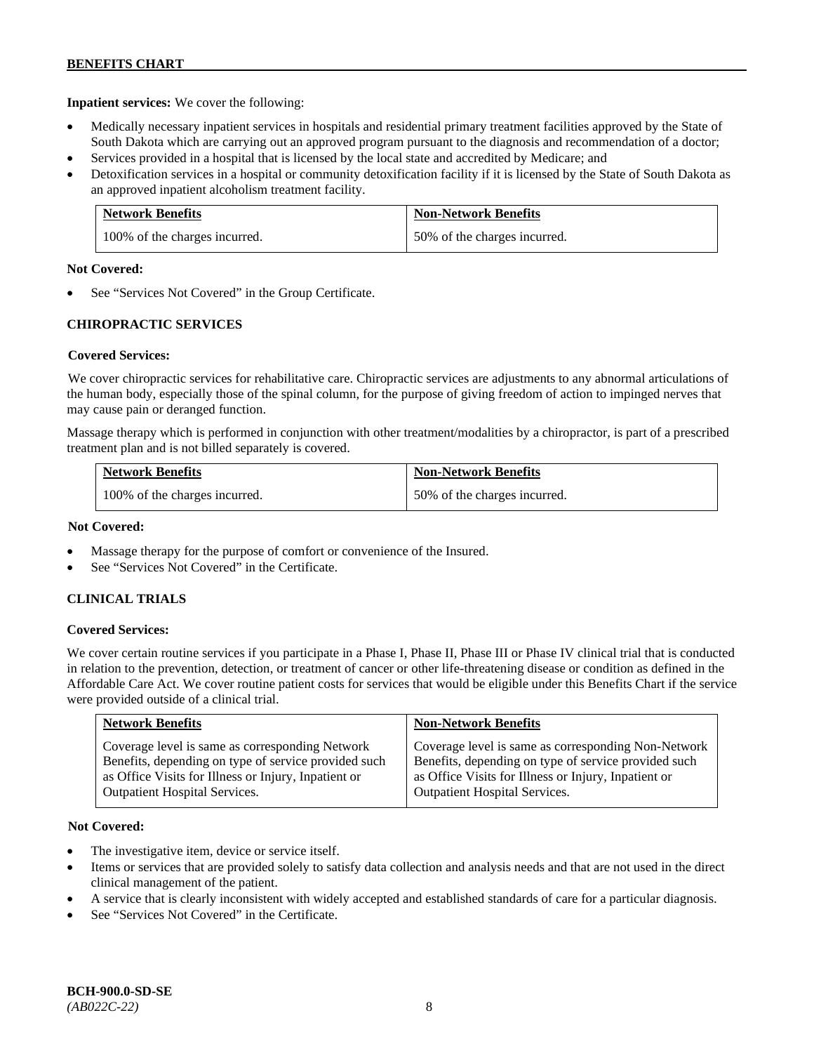**Inpatient services:** We cover the following:

- Medically necessary inpatient services in hospitals and residential primary treatment facilities approved by the State of South Dakota which are carrying out an approved program pursuant to the diagnosis and recommendation of a doctor;
- Services provided in a hospital that is licensed by the local state and accredited by Medicare; and
- Detoxification services in a hospital or community detoxification facility if it is licensed by the State of South Dakota as an approved inpatient alcoholism treatment facility.

| Network Benefits | Non-Network Benefits |
|---|---|
| 100% of the charges incurred. | 50% of the charges incurred. |

**Not Covered:**

- See "Services Not Covered" in the Group Certificate.

## CHIROPRACTIC SERVICES

**Covered Services:**

We cover chiropractic services for rehabilitative care. Chiropractic services are adjustments to any abnormal articulations of the human body, especially those of the spinal column, for the purpose of giving freedom of action to impinged nerves that may cause pain or deranged function.

Massage therapy which is performed in conjunction with other treatment/modalities by a chiropractor, is part of a prescribed treatment plan and is not billed separately is covered.

| Network Benefits | Non-Network Benefits |
|---|---|
| 100% of the charges incurred. | 50% of the charges incurred. |

**Not Covered:**

- Massage therapy for the purpose of comfort or convenience of the Insured.
- See "Services Not Covered" in the Certificate.

## CLINICAL TRIALS

**Covered Services:**

We cover certain routine services if you participate in a Phase I, Phase II, Phase III or Phase IV clinical trial that is conducted in relation to the prevention, detection, or treatment of cancer or other life-threatening disease or condition as defined in the Affordable Care Act. We cover routine patient costs for services that would be eligible under this Benefits Chart if the service were provided outside of a clinical trial.

| Network Benefits | Non-Network Benefits |
|---|---|
| Coverage level is same as corresponding Network Benefits, depending on type of service provided such as Office Visits for Illness or Injury, Inpatient or Outpatient Hospital Services. | Coverage level is same as corresponding Non-Network Benefits, depending on type of service provided such as Office Visits for Illness or Injury, Inpatient or Outpatient Hospital Services. |

**Not Covered:**

- The investigative item, device or service itself.
- Items or services that are provided solely to satisfy data collection and analysis needs and that are not used in the direct clinical management of the patient.
- A service that is clearly inconsistent with widely accepted and established standards of care for a particular diagnosis.
- See "Services Not Covered" in the Certificate.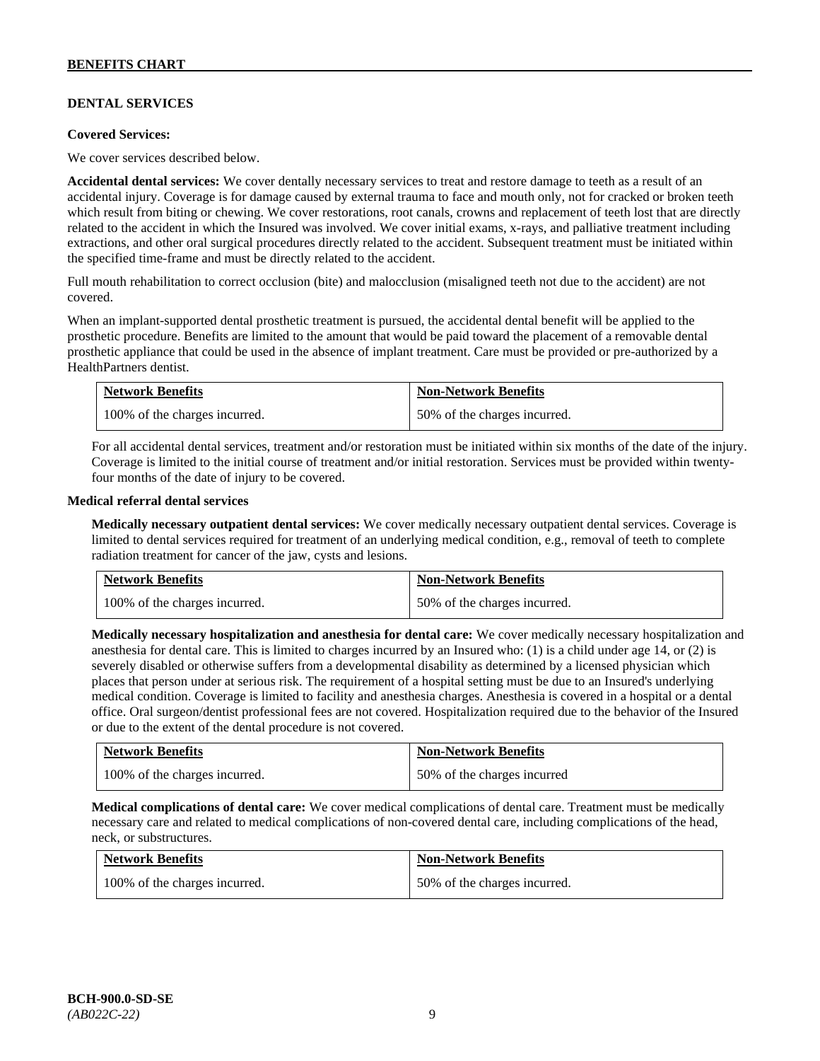## DENTAL SERVICES

**Covered Services:**

We cover services described below.

**Accidental dental services:** We cover dentally necessary services to treat and restore damage to teeth as a result of an accidental injury. Coverage is for damage caused by external trauma to face and mouth only, not for cracked or broken teeth which result from biting or chewing. We cover restorations, root canals, crowns and replacement of teeth lost that are directly related to the accident in which the Insured was involved. We cover initial exams, x-rays, and palliative treatment including extractions, and other oral surgical procedures directly related to the accident. Subsequent treatment must be initiated within the specified time-frame and must be directly related to the accident.

Full mouth rehabilitation to correct occlusion (bite) and malocclusion (misaligned teeth not due to the accident) are not covered.

When an implant-supported dental prosthetic treatment is pursued, the accidental dental benefit will be applied to the prosthetic procedure. Benefits are limited to the amount that would be paid toward the placement of a removable dental prosthetic appliance that could be used in the absence of implant treatment. Care must be provided or pre-authorized by a HealthPartners dentist.

| Network Benefits | Non-Network Benefits |
|---|---|
| 100% of the charges incurred. | 50% of the charges incurred. |

For all accidental dental services, treatment and/or restoration must be initiated within six months of the date of the injury. Coverage is limited to the initial course of treatment and/or initial restoration. Services must be provided within twenty-four months of the date of injury to be covered.

**Medical referral dental services**

**Medically necessary outpatient dental services:** We cover medically necessary outpatient dental services. Coverage is limited to dental services required for treatment of an underlying medical condition, e.g., removal of teeth to complete radiation treatment for cancer of the jaw, cysts and lesions.

| Network Benefits | Non-Network Benefits |
|---|---|
| 100% of the charges incurred. | 50% of the charges incurred. |

**Medically necessary hospitalization and anesthesia for dental care:** We cover medically necessary hospitalization and anesthesia for dental care. This is limited to charges incurred by an Insured who: (1) is a child under age 14, or (2) is severely disabled or otherwise suffers from a developmental disability as determined by a licensed physician which places that person under at serious risk. The requirement of a hospital setting must be due to an Insured's underlying medical condition. Coverage is limited to facility and anesthesia charges. Anesthesia is covered in a hospital or a dental office. Oral surgeon/dentist professional fees are not covered. Hospitalization required due to the behavior of the Insured or due to the extent of the dental procedure is not covered.

| Network Benefits | Non-Network Benefits |
|---|---|
| 100% of the charges incurred. | 50% of the charges incurred |

**Medical complications of dental care:** We cover medical complications of dental care. Treatment must be medically necessary care and related to medical complications of non-covered dental care, including complications of the head, neck, or substructures.

| Network Benefits | Non-Network Benefits |
|---|---|
| 100% of the charges incurred. | 50% of the charges incurred. |

BCH-900.0-SD-SE
*(AB022C-22)*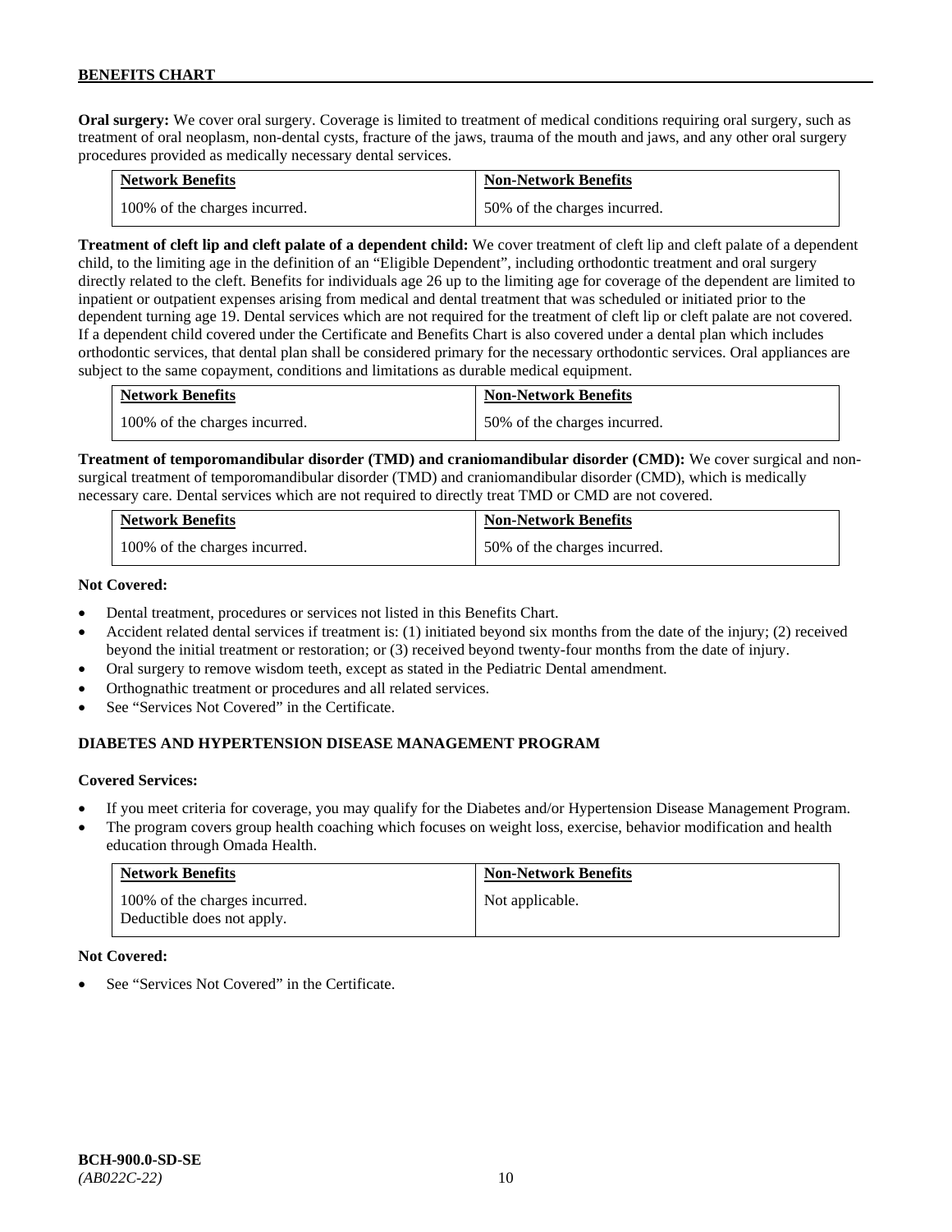**Oral surgery:** We cover oral surgery. Coverage is limited to treatment of medical conditions requiring oral surgery, such as treatment of oral neoplasm, non-dental cysts, fracture of the jaws, trauma of the mouth and jaws, and any other oral surgery procedures provided as medically necessary dental services.

| Network Benefits | Non-Network Benefits |
|---|---|
| 100% of the charges incurred. | 50% of the charges incurred. |

**Treatment of cleft lip and cleft palate of a dependent child:** We cover treatment of cleft lip and cleft palate of a dependent child, to the limiting age in the definition of an "Eligible Dependent", including orthodontic treatment and oral surgery directly related to the cleft. Benefits for individuals age 26 up to the limiting age for coverage of the dependent are limited to inpatient or outpatient expenses arising from medical and dental treatment that was scheduled or initiated prior to the dependent turning age 19. Dental services which are not required for the treatment of cleft lip or cleft palate are not covered. If a dependent child covered under the Certificate and Benefits Chart is also covered under a dental plan which includes orthodontic services, that dental plan shall be considered primary for the necessary orthodontic services. Oral appliances are subject to the same copayment, conditions and limitations as durable medical equipment.

| Network Benefits | Non-Network Benefits |
|---|---|
| 100% of the charges incurred. | 50% of the charges incurred. |

**Treatment of temporomandibular disorder (TMD) and craniomandibular disorder (CMD):** We cover surgical and non-surgical treatment of temporomandibular disorder (TMD) and craniomandibular disorder (CMD), which is medically necessary care. Dental services which are not required to directly treat TMD or CMD are not covered.

| Network Benefits | Non-Network Benefits |
|---|---|
| 100% of the charges incurred. | 50% of the charges incurred. |

**Not Covered:**

- Dental treatment, procedures or services not listed in this Benefits Chart.
- Accident related dental services if treatment is: (1) initiated beyond six months from the date of the injury; (2) received beyond the initial treatment or restoration; or (3) received beyond twenty-four months from the date of injury.
- Oral surgery to remove wisdom teeth, except as stated in the Pediatric Dental amendment.
- Orthognathic treatment or procedures and all related services.
- See "Services Not Covered" in the Certificate.

## DIABETES AND HYPERTENSION DISEASE MANAGEMENT PROGRAM

**Covered Services:**

- If you meet criteria for coverage, you may qualify for the Diabetes and/or Hypertension Disease Management Program.
- The program covers group health coaching which focuses on weight loss, exercise, behavior modification and health education through Omada Health.

| Network Benefits | Non-Network Benefits |
|---|---|
| 100% of the charges incurred. Deductible does not apply. | Not applicable. |

**Not Covered:**

- See "Services Not Covered" in the Certificate.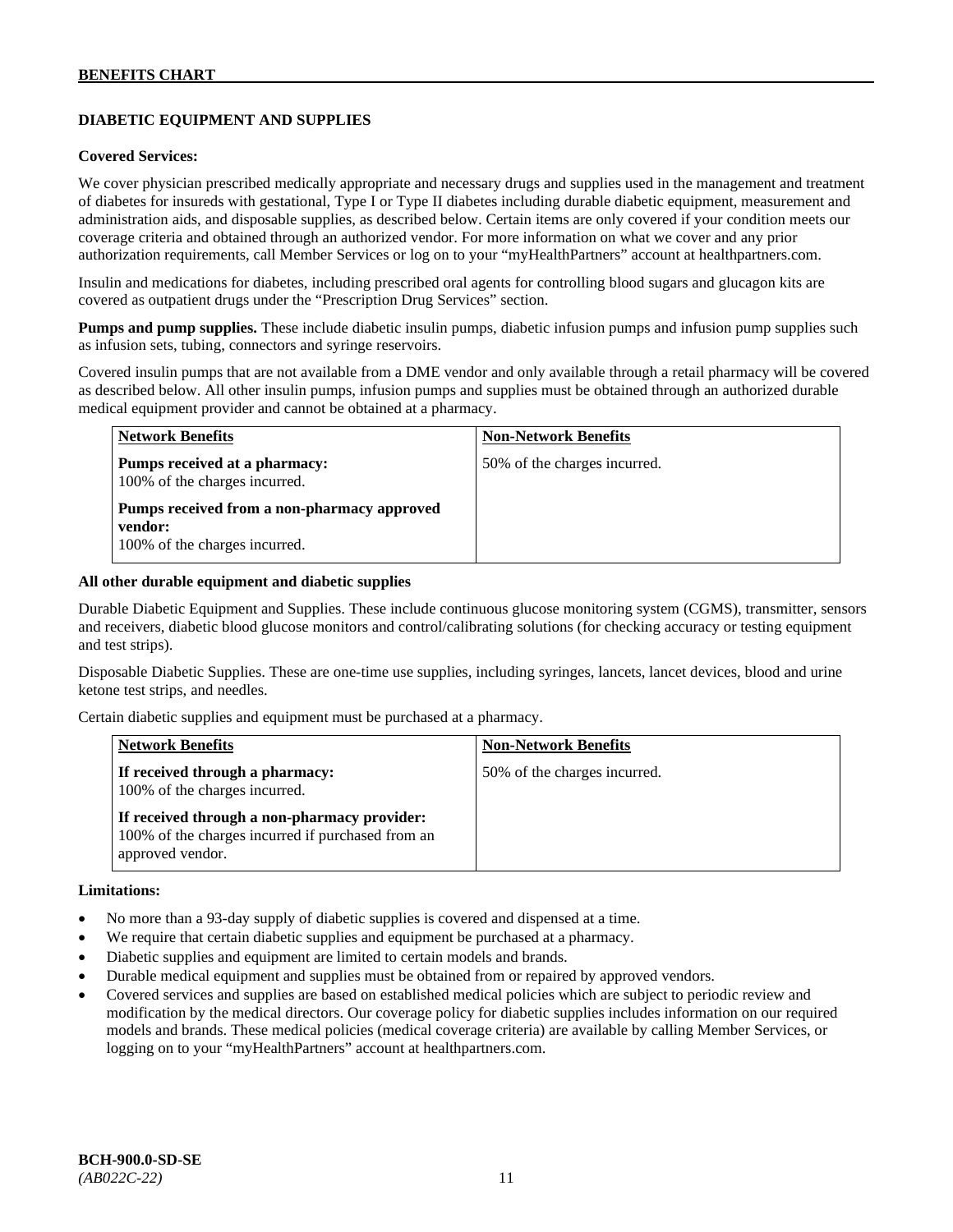## DIABETIC EQUIPMENT AND SUPPLIES

**Covered Services:**

We cover physician prescribed medically appropriate and necessary drugs and supplies used in the management and treatment of diabetes for insureds with gestational, Type I or Type II diabetes including durable diabetic equipment, measurement and administration aids, and disposable supplies, as described below. Certain items are only covered if your condition meets our coverage criteria and obtained through an authorized vendor. For more information on what we cover and any prior authorization requirements, call Member Services or log on to your "myHealthPartners" account at healthpartners.com.

Insulin and medications for diabetes, including prescribed oral agents for controlling blood sugars and glucagon kits are covered as outpatient drugs under the "Prescription Drug Services" section.

**Pumps and pump supplies.** These include diabetic insulin pumps, diabetic infusion pumps and infusion pump supplies such as infusion sets, tubing, connectors and syringe reservoirs.

Covered insulin pumps that are not available from a DME vendor and only available through a retail pharmacy will be covered as described below. All other insulin pumps, infusion pumps and supplies must be obtained through an authorized durable medical equipment provider and cannot be obtained at a pharmacy.

| Network Benefits | Non-Network Benefits |
|---|---|
| **Pumps received at a pharmacy:** 100% of the charges incurred.<br><br>**Pumps received from a non-pharmacy approved vendor:** 100% of the charges incurred. | 50% of the charges incurred. |

**All other durable equipment and diabetic supplies**

Durable Diabetic Equipment and Supplies. These include continuous glucose monitoring system (CGMS), transmitter, sensors and receivers, diabetic blood glucose monitors and control/calibrating solutions (for checking accuracy or testing equipment and test strips).

Disposable Diabetic Supplies. These are one-time use supplies, including syringes, lancets, lancet devices, blood and urine ketone test strips, and needles.

Certain diabetic supplies and equipment must be purchased at a pharmacy.

| Network Benefits | Non-Network Benefits |
|---|---|
| **If received through a pharmacy:** 100% of the charges incurred.<br><br>**If received through a non-pharmacy provider:** 100% of the charges incurred if purchased from an approved vendor. | 50% of the charges incurred. |

**Limitations:**

- No more than a 93-day supply of diabetic supplies is covered and dispensed at a time.
- We require that certain diabetic supplies and equipment be purchased at a pharmacy.
- Diabetic supplies and equipment are limited to certain models and brands.
- Durable medical equipment and supplies must be obtained from or repaired by approved vendors.
- Covered services and supplies are based on established medical policies which are subject to periodic review and modification by the medical directors. Our coverage policy for diabetic supplies includes information on our required models and brands. These medical policies (medical coverage criteria) are available by calling Member Services, or logging on to your "myHealthPartners" account at healthpartners.com.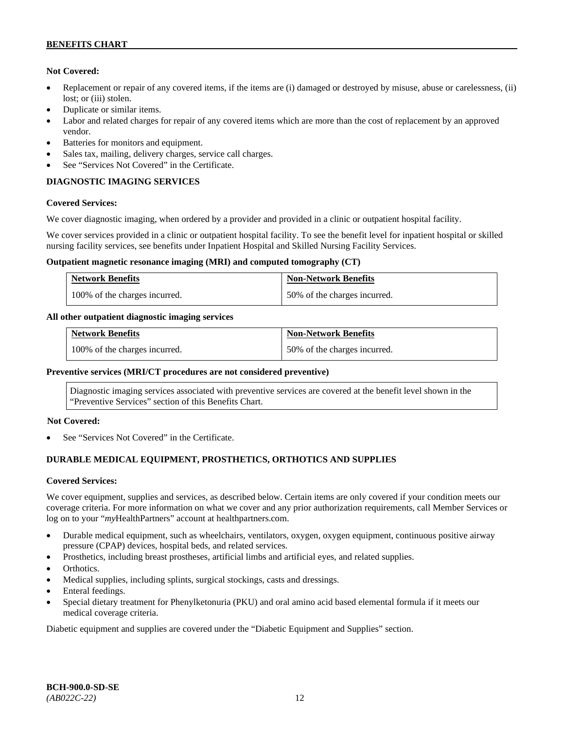**Not Covered:**

- Replacement or repair of any covered items, if the items are (i) damaged or destroyed by misuse, abuse or carelessness, (ii) lost; or (iii) stolen.
- Duplicate or similar items.
- Labor and related charges for repair of any covered items which are more than the cost of replacement by an approved vendor.
- Batteries for monitors and equipment.
- Sales tax, mailing, delivery charges, service call charges.
- See "Services Not Covered" in the Certificate.

## DIAGNOSTIC IMAGING SERVICES

**Covered Services:**

We cover diagnostic imaging, when ordered by a provider and provided in a clinic or outpatient hospital facility.

We cover services provided in a clinic or outpatient hospital facility. To see the benefit level for inpatient hospital or skilled nursing facility services, see benefits under Inpatient Hospital and Skilled Nursing Facility Services.

**Outpatient magnetic resonance imaging (MRI) and computed tomography (CT)**

| Network Benefits | Non-Network Benefits |
| --- | --- |
| 100% of the charges incurred. | 50% of the charges incurred. |

**All other outpatient diagnostic imaging services**

| Network Benefits | Non-Network Benefits |
| --- | --- |
| 100% of the charges incurred. | 50% of the charges incurred. |

**Preventive services (MRI/CT procedures are not considered preventive)**

Diagnostic imaging services associated with preventive services are covered at the benefit level shown in the "Preventive Services" section of this Benefits Chart.

**Not Covered:**

- See "Services Not Covered" in the Certificate.

## DURABLE MEDICAL EQUIPMENT, PROSTHETICS, ORTHOTICS AND SUPPLIES

**Covered Services:**

We cover equipment, supplies and services, as described below. Certain items are only covered if your condition meets our coverage criteria. For more information on what we cover and any prior authorization requirements, call Member Services or log on to your "*my*HealthPartners" account at healthpartners.com.

- Durable medical equipment, such as wheelchairs, ventilators, oxygen, oxygen equipment, continuous positive airway pressure (CPAP) devices, hospital beds, and related services.
- Prosthetics, including breast prostheses, artificial limbs and artificial eyes, and related supplies.
- Orthotics.
- Medical supplies, including splints, surgical stockings, casts and dressings.
- Enteral feedings.
- Special dietary treatment for Phenylketonuria (PKU) and oral amino acid based elemental formula if it meets our medical coverage criteria.

Diabetic equipment and supplies are covered under the "Diabetic Equipment and Supplies" section.

**BCH-900.0-SD-SE**
*(AB022C-22)*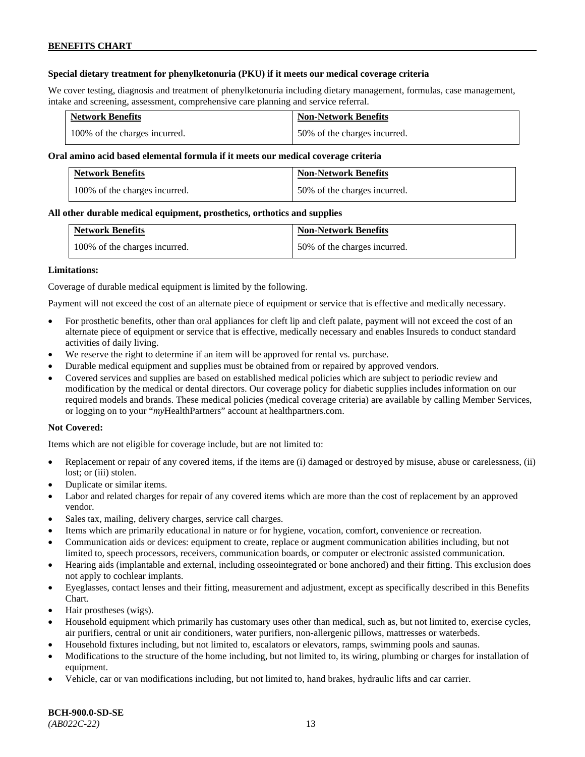**Special dietary treatment for phenylketonuria (PKU) if it meets our medical coverage criteria**

We cover testing, diagnosis and treatment of phenylketonuria including dietary management, formulas, case management, intake and screening, assessment, comprehensive care planning and service referral.

| Network Benefits | Non-Network Benefits |
|---|---|
| 100% of the charges incurred. | 50% of the charges incurred. |

**Oral amino acid based elemental formula if it meets our medical coverage criteria**

| Network Benefits | Non-Network Benefits |
|---|---|
| 100% of the charges incurred. | 50% of the charges incurred. |

**All other durable medical equipment, prosthetics, orthotics and supplies**

| Network Benefits | Non-Network Benefits |
|---|---|
| 100% of the charges incurred. | 50% of the charges incurred. |

**Limitations:**

Coverage of durable medical equipment is limited by the following.

Payment will not exceed the cost of an alternate piece of equipment or service that is effective and medically necessary.

- For prosthetic benefits, other than oral appliances for cleft lip and cleft palate, payment will not exceed the cost of an alternate piece of equipment or service that is effective, medically necessary and enables Insureds to conduct standard activities of daily living.
- We reserve the right to determine if an item will be approved for rental vs. purchase.
- Durable medical equipment and supplies must be obtained from or repaired by approved vendors.
- Covered services and supplies are based on established medical policies which are subject to periodic review and modification by the medical or dental directors. Our coverage policy for diabetic supplies includes information on our required models and brands. These medical policies (medical coverage criteria) are available by calling Member Services, or logging on to your "*my*HealthPartners" account at healthpartners.com.

**Not Covered:**

Items which are not eligible for coverage include, but are not limited to:

- Replacement or repair of any covered items, if the items are (i) damaged or destroyed by misuse, abuse or carelessness, (ii) lost; or (iii) stolen.
- Duplicate or similar items.
- Labor and related charges for repair of any covered items which are more than the cost of replacement by an approved vendor.
- Sales tax, mailing, delivery charges, service call charges.
- Items which are primarily educational in nature or for hygiene, vocation, comfort, convenience or recreation.
- Communication aids or devices: equipment to create, replace or augment communication abilities including, but not limited to, speech processors, receivers, communication boards, or computer or electronic assisted communication.
- Hearing aids (implantable and external, including osseointegrated or bone anchored) and their fitting. This exclusion does not apply to cochlear implants.
- Eyeglasses, contact lenses and their fitting, measurement and adjustment, except as specifically described in this Benefits Chart.
- Hair prostheses (wigs).
- Household equipment which primarily has customary uses other than medical, such as, but not limited to, exercise cycles, air purifiers, central or unit air conditioners, water purifiers, non-allergenic pillows, mattresses or waterbeds.
- Household fixtures including, but not limited to, escalators or elevators, ramps, swimming pools and saunas.
- Modifications to the structure of the home including, but not limited to, its wiring, plumbing or charges for installation of equipment.
- Vehicle, car or van modifications including, but not limited to, hand brakes, hydraulic lifts and car carrier.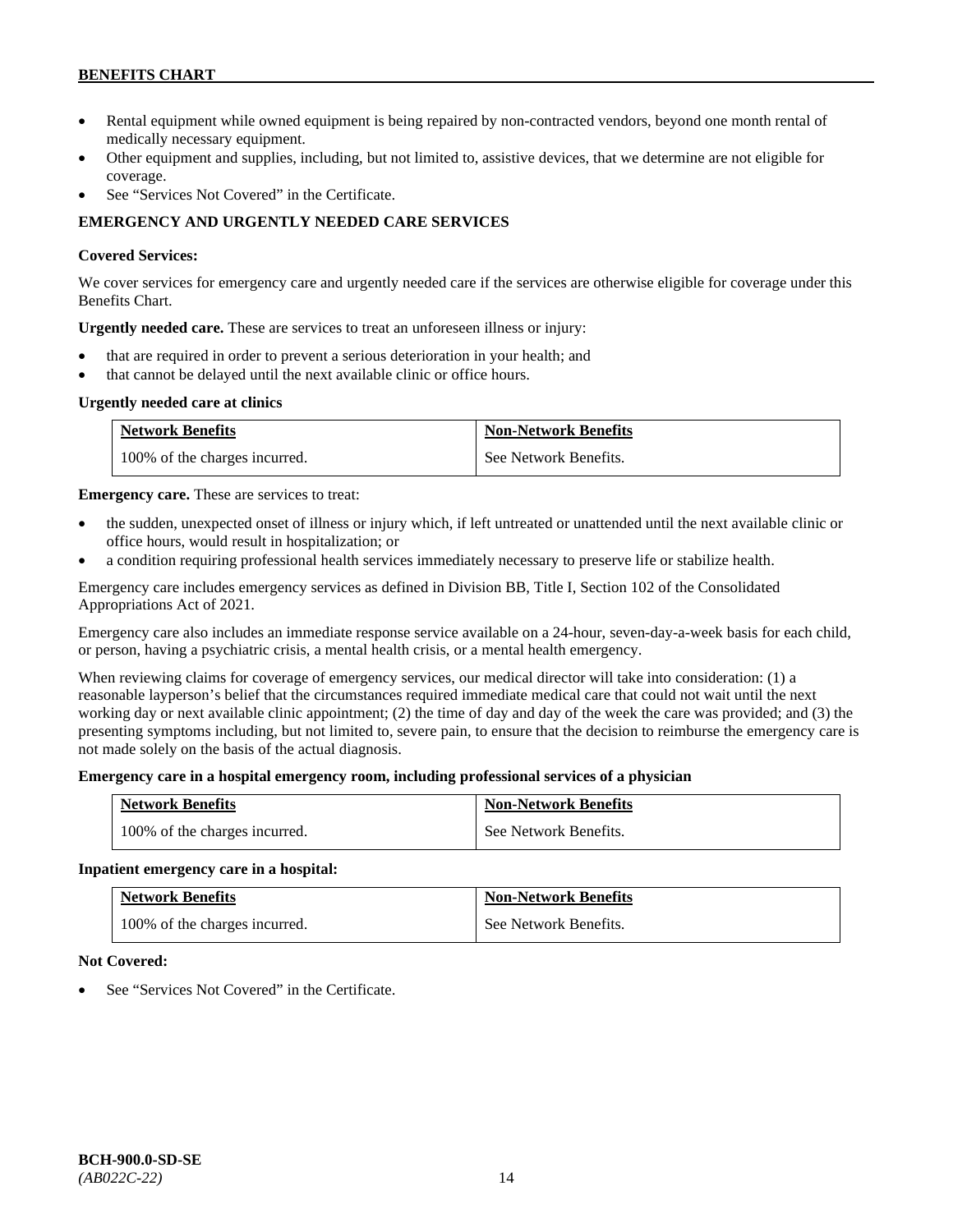- Rental equipment while owned equipment is being repaired by non-contracted vendors, beyond one month rental of medically necessary equipment.
- Other equipment and supplies, including, but not limited to, assistive devices, that we determine are not eligible for coverage.
- See "Services Not Covered" in the Certificate.

## EMERGENCY AND URGENTLY NEEDED CARE SERVICES

**Covered Services:**

We cover services for emergency care and urgently needed care if the services are otherwise eligible for coverage under this Benefits Chart.

**Urgently needed care.** These are services to treat an unforeseen illness or injury:

- that are required in order to prevent a serious deterioration in your health; and
- that cannot be delayed until the next available clinic or office hours.

**Urgently needed care at clinics**

| Network Benefits | Non-Network Benefits |
| --- | --- |
| 100% of the charges incurred. | See Network Benefits. |

**Emergency care.** These are services to treat:

- the sudden, unexpected onset of illness or injury which, if left untreated or unattended until the next available clinic or office hours, would result in hospitalization; or
- a condition requiring professional health services immediately necessary to preserve life or stabilize health.

Emergency care includes emergency services as defined in Division BB, Title I, Section 102 of the Consolidated Appropriations Act of 2021.

Emergency care also includes an immediate response service available on a 24-hour, seven-day-a-week basis for each child, or person, having a psychiatric crisis, a mental health crisis, or a mental health emergency.

When reviewing claims for coverage of emergency services, our medical director will take into consideration: (1) a reasonable layperson's belief that the circumstances required immediate medical care that could not wait until the next working day or next available clinic appointment; (2) the time of day and day of the week the care was provided; and (3) the presenting symptoms including, but not limited to, severe pain, to ensure that the decision to reimburse the emergency care is not made solely on the basis of the actual diagnosis.

**Emergency care in a hospital emergency room, including professional services of a physician**

| Network Benefits | Non-Network Benefits |
| --- | --- |
| 100% of the charges incurred. | See Network Benefits. |

**Inpatient emergency care in a hospital:**

| Network Benefits | Non-Network Benefits |
| --- | --- |
| 100% of the charges incurred. | See Network Benefits. |

**Not Covered:**

- See "Services Not Covered" in the Certificate.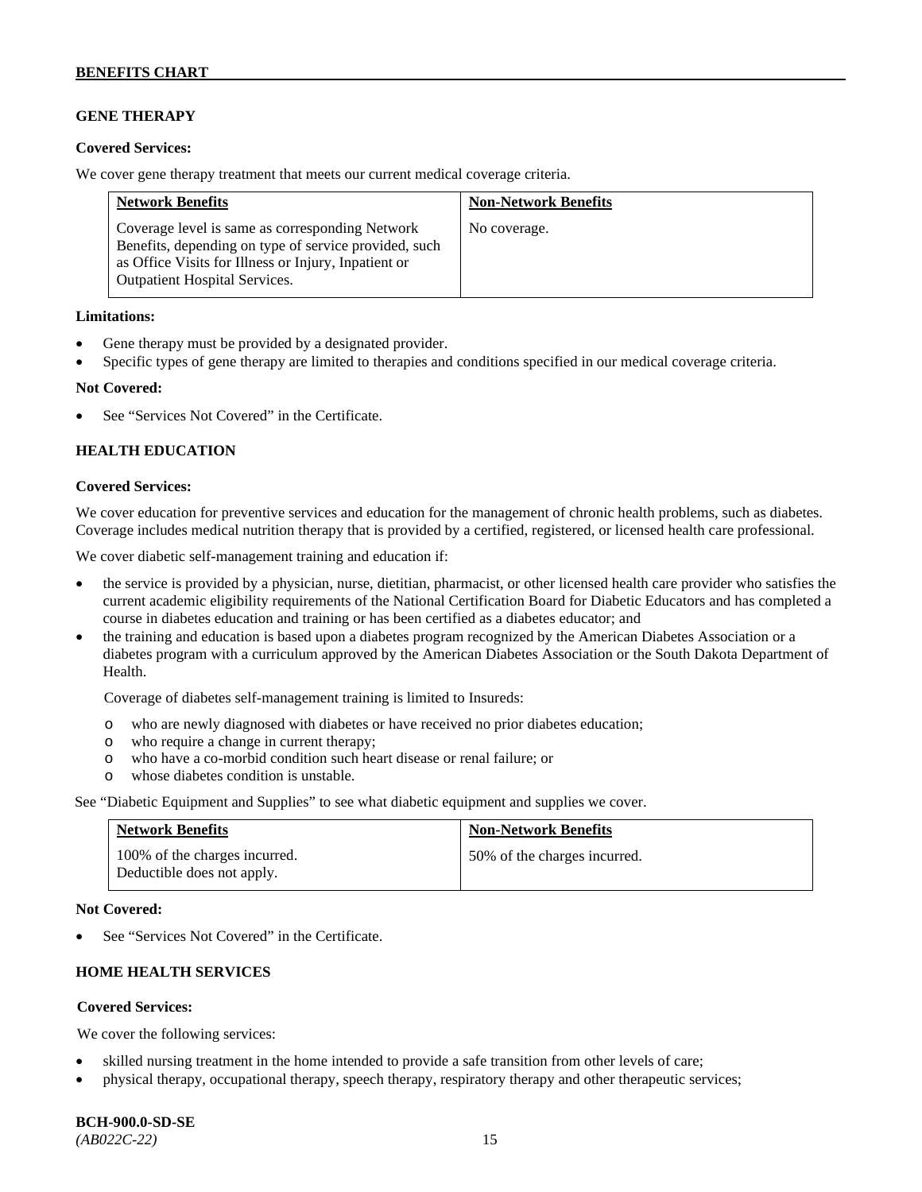## GENE THERAPY

**Covered Services:**

We cover gene therapy treatment that meets our current medical coverage criteria.

| Network Benefits | Non-Network Benefits |
|---|---|
| Coverage level is same as corresponding Network Benefits, depending on type of service provided, such as Office Visits for Illness or Injury, Inpatient or Outpatient Hospital Services. | No coverage. |

**Limitations:**

- Gene therapy must be provided by a designated provider.
- Specific types of gene therapy are limited to therapies and conditions specified in our medical coverage criteria.

**Not Covered:**

- See "Services Not Covered" in the Certificate.

## HEALTH EDUCATION

**Covered Services:**

We cover education for preventive services and education for the management of chronic health problems, such as diabetes. Coverage includes medical nutrition therapy that is provided by a certified, registered, or licensed health care professional.

We cover diabetic self-management training and education if:

- the service is provided by a physician, nurse, dietitian, pharmacist, or other licensed health care provider who satisfies the current academic eligibility requirements of the National Certification Board for Diabetic Educators and has completed a course in diabetes education and training or has been certified as a diabetes educator; and
- the training and education is based upon a diabetes program recognized by the American Diabetes Association or a diabetes program with a curriculum approved by the American Diabetes Association or the South Dakota Department of Health.

  Coverage of diabetes self-management training is limited to Insureds:

  - who are newly diagnosed with diabetes or have received no prior diabetes education;
  - who require a change in current therapy;
  - who have a co-morbid condition such heart disease or renal failure; or
  - whose diabetes condition is unstable.

See "Diabetic Equipment and Supplies" to see what diabetic equipment and supplies we cover.

| Network Benefits | Non-Network Benefits |
|---|---|
| 100% of the charges incurred. Deductible does not apply. | 50% of the charges incurred. |

**Not Covered:**

- See "Services Not Covered" in the Certificate.

## HOME HEALTH SERVICES

**Covered Services:**

We cover the following services:

- skilled nursing treatment in the home intended to provide a safe transition from other levels of care;
- physical therapy, occupational therapy, speech therapy, respiratory therapy and other therapeutic services;

BCH-900.0-SD-SE
*(AB022C-22)*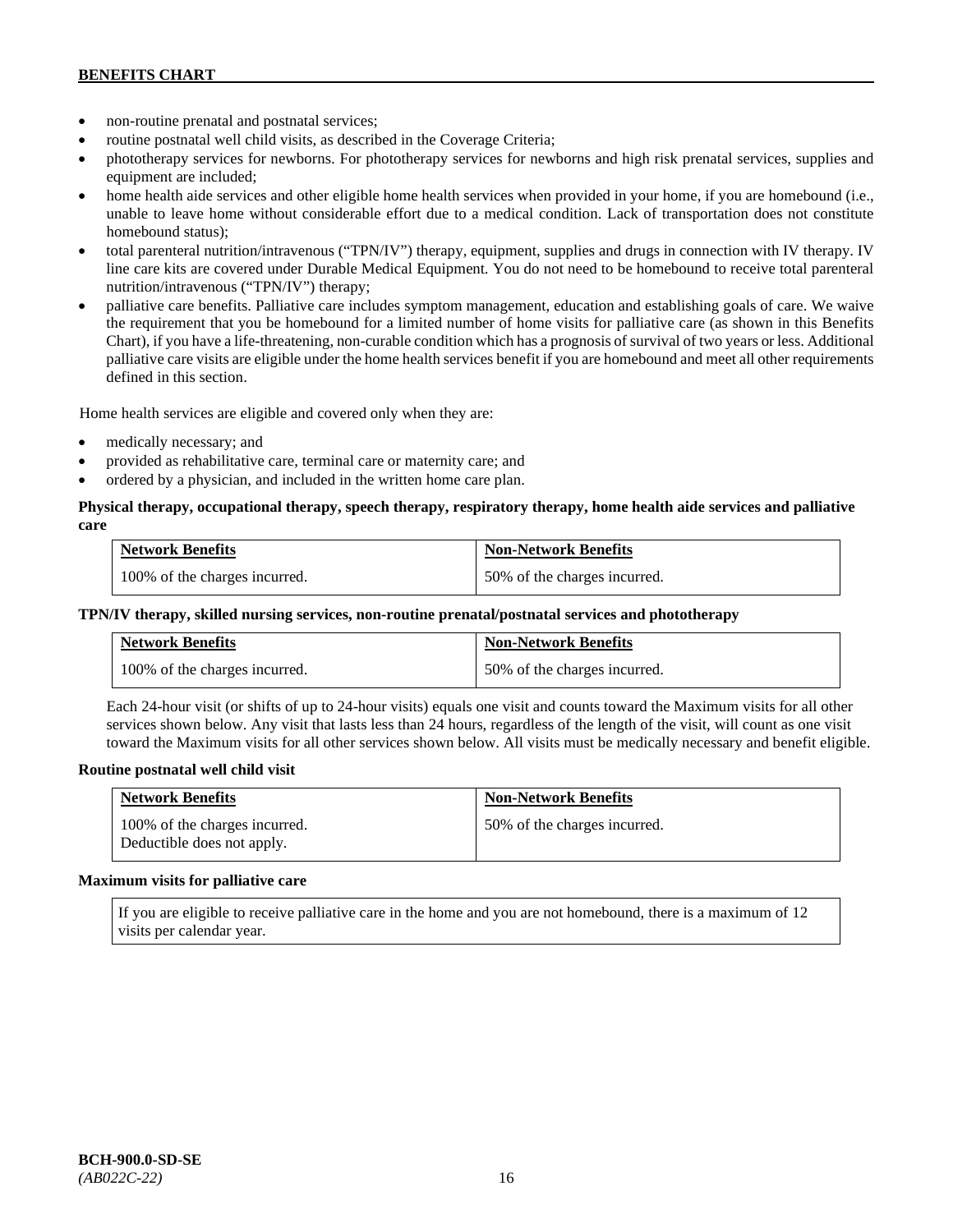- non-routine prenatal and postnatal services;
- routine postnatal well child visits, as described in the Coverage Criteria;
- phototherapy services for newborns. For phototherapy services for newborns and high risk prenatal services, supplies and equipment are included;
- home health aide services and other eligible home health services when provided in your home, if you are homebound (i.e., unable to leave home without considerable effort due to a medical condition. Lack of transportation does not constitute homebound status);
- total parenteral nutrition/intravenous ("TPN/IV") therapy, equipment, supplies and drugs in connection with IV therapy. IV line care kits are covered under Durable Medical Equipment. You do not need to be homebound to receive total parenteral nutrition/intravenous ("TPN/IV") therapy;
- palliative care benefits. Palliative care includes symptom management, education and establishing goals of care. We waive the requirement that you be homebound for a limited number of home visits for palliative care (as shown in this Benefits Chart), if you have a life-threatening, non-curable condition which has a prognosis of survival of two years or less. Additional palliative care visits are eligible under the home health services benefit if you are homebound and meet all other requirements defined in this section.

Home health services are eligible and covered only when they are:

- medically necessary; and
- provided as rehabilitative care, terminal care or maternity care; and
- ordered by a physician, and included in the written home care plan.

**Physical therapy, occupational therapy, speech therapy, respiratory therapy, home health aide services and palliative care**

| Network Benefits | Non-Network Benefits |
|---|---|
| 100% of the charges incurred. | 50% of the charges incurred. |

**TPN/IV therapy, skilled nursing services, non-routine prenatal/postnatal services and phototherapy**

| Network Benefits | Non-Network Benefits |
|---|---|
| 100% of the charges incurred. | 50% of the charges incurred. |

Each 24-hour visit (or shifts of up to 24-hour visits) equals one visit and counts toward the Maximum visits for all other services shown below. Any visit that lasts less than 24 hours, regardless of the length of the visit, will count as one visit toward the Maximum visits for all other services shown below. All visits must be medically necessary and benefit eligible.

**Routine postnatal well child visit**

| Network Benefits | Non-Network Benefits |
|---|---|
| 100% of the charges incurred. Deductible does not apply. | 50% of the charges incurred. |

**Maximum visits for palliative care**

| If you are eligible to receive palliative care in the home and you are not homebound, there is a maximum of 12 visits per calendar year. |
|---|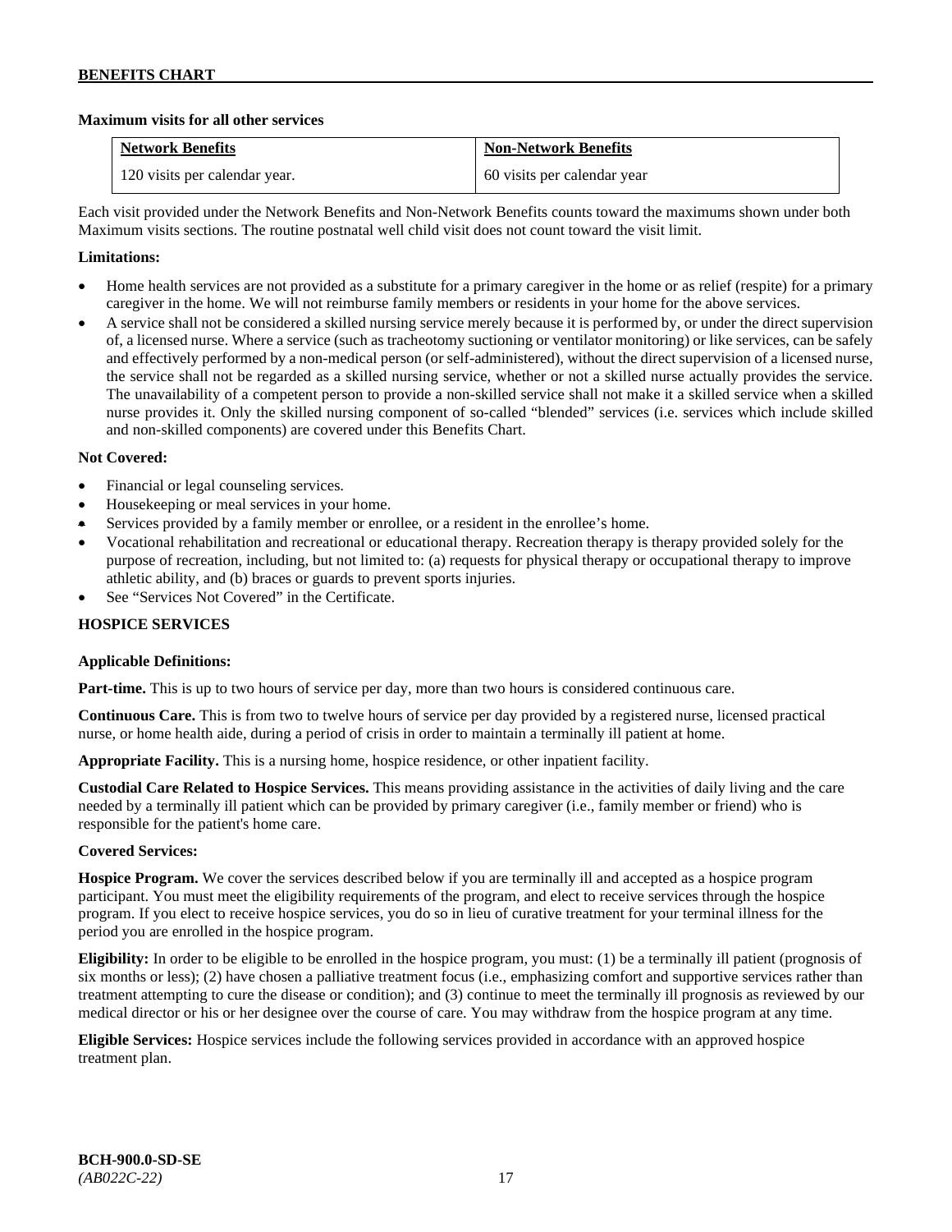**Maximum visits for all other services**

| Network Benefits | Non-Network Benefits |
| --- | --- |
| 120 visits per calendar year. | 60 visits per calendar year |

Each visit provided under the Network Benefits and Non-Network Benefits counts toward the maximums shown under both Maximum visits sections. The routine postnatal well child visit does not count toward the visit limit.

**Limitations:**

- Home health services are not provided as a substitute for a primary caregiver in the home or as relief (respite) for a primary caregiver in the home. We will not reimburse family members or residents in your home for the above services.
- A service shall not be considered a skilled nursing service merely because it is performed by, or under the direct supervision of, a licensed nurse. Where a service (such as tracheotomy suctioning or ventilator monitoring) or like services, can be safely and effectively performed by a non-medical person (or self-administered), without the direct supervision of a licensed nurse, the service shall not be regarded as a skilled nursing service, whether or not a skilled nurse actually provides the service. The unavailability of a competent person to provide a non-skilled service shall not make it a skilled service when a skilled nurse provides it. Only the skilled nursing component of so-called "blended" services (i.e. services which include skilled and non-skilled components) are covered under this Benefits Chart.

**Not Covered:**

- Financial or legal counseling services.
- Housekeeping or meal services in your home.
- Services provided by a family member or enrollee, or a resident in the enrollee's home.
- Vocational rehabilitation and recreational or educational therapy. Recreation therapy is therapy provided solely for the purpose of recreation, including, but not limited to: (a) requests for physical therapy or occupational therapy to improve athletic ability, and (b) braces or guards to prevent sports injuries.
- See "Services Not Covered" in the Certificate.

**HOSPICE SERVICES**

**Applicable Definitions:**

**Part-time.** This is up to two hours of service per day, more than two hours is considered continuous care.

**Continuous Care.** This is from two to twelve hours of service per day provided by a registered nurse, licensed practical nurse, or home health aide, during a period of crisis in order to maintain a terminally ill patient at home.

**Appropriate Facility.** This is a nursing home, hospice residence, or other inpatient facility.

**Custodial Care Related to Hospice Services.** This means providing assistance in the activities of daily living and the care needed by a terminally ill patient which can be provided by primary caregiver (i.e., family member or friend) who is responsible for the patient's home care.

**Covered Services:**

**Hospice Program.** We cover the services described below if you are terminally ill and accepted as a hospice program participant. You must meet the eligibility requirements of the program, and elect to receive services through the hospice program. If you elect to receive hospice services, you do so in lieu of curative treatment for your terminal illness for the period you are enrolled in the hospice program.

**Eligibility:** In order to be eligible to be enrolled in the hospice program, you must: (1) be a terminally ill patient (prognosis of six months or less); (2) have chosen a palliative treatment focus (i.e., emphasizing comfort and supportive services rather than treatment attempting to cure the disease or condition); and (3) continue to meet the terminally ill prognosis as reviewed by our medical director or his or her designee over the course of care. You may withdraw from the hospice program at any time.

**Eligible Services:** Hospice services include the following services provided in accordance with an approved hospice treatment plan.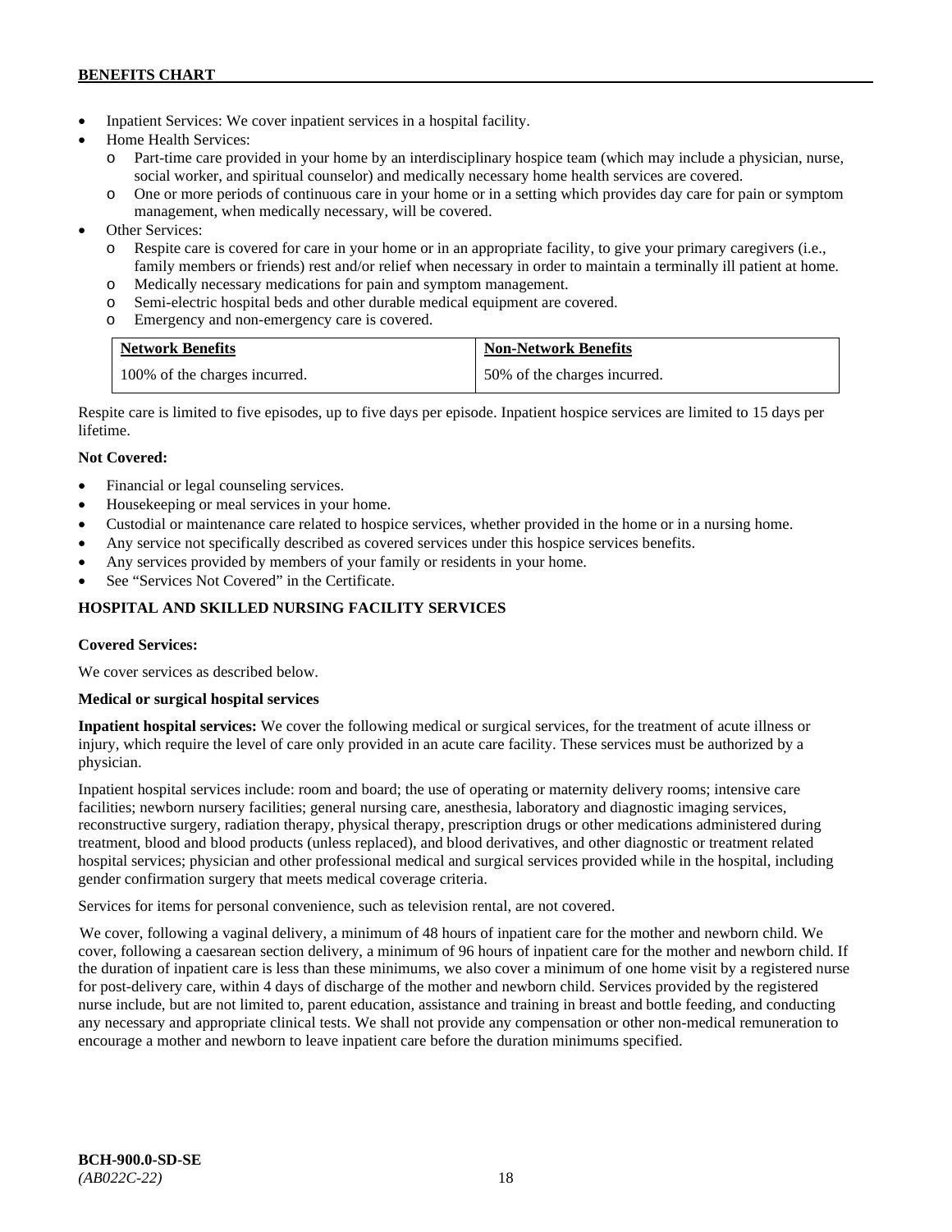- Inpatient Services: We cover inpatient services in a hospital facility.
- Home Health Services:
  - Part-time care provided in your home by an interdisciplinary hospice team (which may include a physician, nurse, social worker, and spiritual counselor) and medically necessary home health services are covered.
  - One or more periods of continuous care in your home or in a setting which provides day care for pain or symptom management, when medically necessary, will be covered.
- Other Services:
  - Respite care is covered for care in your home or in an appropriate facility, to give your primary caregivers (i.e., family members or friends) rest and/or relief when necessary in order to maintain a terminally ill patient at home.
  - Medically necessary medications for pain and symptom management.
  - Semi-electric hospital beds and other durable medical equipment are covered.
  - Emergency and non-emergency care is covered.

| Network Benefits | Non-Network Benefits |
|---|---|
| 100% of the charges incurred. | 50% of the charges incurred. |

Respite care is limited to five episodes, up to five days per episode. Inpatient hospice services are limited to 15 days per lifetime.

**Not Covered:**

- Financial or legal counseling services.
- Housekeeping or meal services in your home.
- Custodial or maintenance care related to hospice services, whether provided in the home or in a nursing home.
- Any service not specifically described as covered services under this hospice services benefits.
- Any services provided by members of your family or residents in your home.
- See "Services Not Covered" in the Certificate.

## HOSPITAL AND SKILLED NURSING FACILITY SERVICES

**Covered Services:**

We cover services as described below.

**Medical or surgical hospital services**

**Inpatient hospital services:** We cover the following medical or surgical services, for the treatment of acute illness or injury, which require the level of care only provided in an acute care facility. These services must be authorized by a physician.

Inpatient hospital services include: room and board; the use of operating or maternity delivery rooms; intensive care facilities; newborn nursery facilities; general nursing care, anesthesia, laboratory and diagnostic imaging services, reconstructive surgery, radiation therapy, physical therapy, prescription drugs or other medications administered during treatment, blood and blood products (unless replaced), and blood derivatives, and other diagnostic or treatment related hospital services; physician and other professional medical and surgical services provided while in the hospital, including gender confirmation surgery that meets medical coverage criteria.

Services for items for personal convenience, such as television rental, are not covered.

We cover, following a vaginal delivery, a minimum of 48 hours of inpatient care for the mother and newborn child. We cover, following a caesarean section delivery, a minimum of 96 hours of inpatient care for the mother and newborn child. If the duration of inpatient care is less than these minimums, we also cover a minimum of one home visit by a registered nurse for post-delivery care, within 4 days of discharge of the mother and newborn child. Services provided by the registered nurse include, but are not limited to, parent education, assistance and training in breast and bottle feeding, and conducting any necessary and appropriate clinical tests. We shall not provide any compensation or other non-medical remuneration to encourage a mother and newborn to leave inpatient care before the duration minimums specified.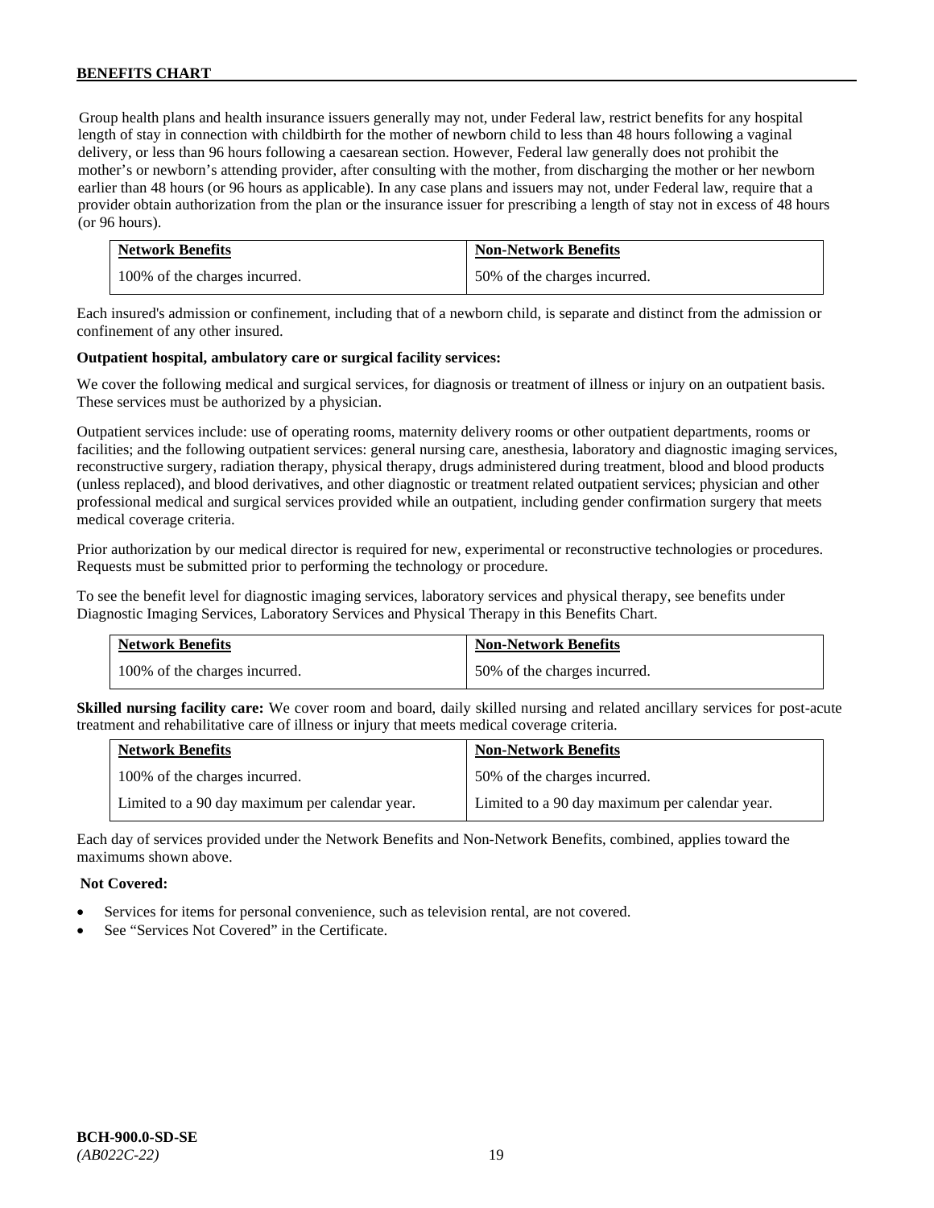Group health plans and health insurance issuers generally may not, under Federal law, restrict benefits for any hospital length of stay in connection with childbirth for the mother of newborn child to less than 48 hours following a vaginal delivery, or less than 96 hours following a caesarean section. However, Federal law generally does not prohibit the mother's or newborn's attending provider, after consulting with the mother, from discharging the mother or her newborn earlier than 48 hours (or 96 hours as applicable). In any case plans and issuers may not, under Federal law, require that a provider obtain authorization from the plan or the insurance issuer for prescribing a length of stay not in excess of 48 hours (or 96 hours).

| Network Benefits | Non-Network Benefits |
|---|---|
| 100% of the charges incurred. | 50% of the charges incurred. |

Each insured's admission or confinement, including that of a newborn child, is separate and distinct from the admission or confinement of any other insured.

**Outpatient hospital, ambulatory care or surgical facility services:**

We cover the following medical and surgical services, for diagnosis or treatment of illness or injury on an outpatient basis. These services must be authorized by a physician.

Outpatient services include: use of operating rooms, maternity delivery rooms or other outpatient departments, rooms or facilities; and the following outpatient services: general nursing care, anesthesia, laboratory and diagnostic imaging services, reconstructive surgery, radiation therapy, physical therapy, drugs administered during treatment, blood and blood products (unless replaced), and blood derivatives, and other diagnostic or treatment related outpatient services; physician and other professional medical and surgical services provided while an outpatient, including gender confirmation surgery that meets medical coverage criteria.

Prior authorization by our medical director is required for new, experimental or reconstructive technologies or procedures. Requests must be submitted prior to performing the technology or procedure.

To see the benefit level for diagnostic imaging services, laboratory services and physical therapy, see benefits under Diagnostic Imaging Services, Laboratory Services and Physical Therapy in this Benefits Chart.

| Network Benefits | Non-Network Benefits |
|---|---|
| 100% of the charges incurred. | 50% of the charges incurred. |

**Skilled nursing facility care:** We cover room and board, daily skilled nursing and related ancillary services for post-acute treatment and rehabilitative care of illness or injury that meets medical coverage criteria.

| Network Benefits | Non-Network Benefits |
|---|---|
| 100% of the charges incurred. | 50% of the charges incurred. |
| Limited to a 90 day maximum per calendar year. | Limited to a 90 day maximum per calendar year. |

Each day of services provided under the Network Benefits and Non-Network Benefits, combined, applies toward the maximums shown above.

**Not Covered:**

- Services for items for personal convenience, such as television rental, are not covered.
- See "Services Not Covered" in the Certificate.

**BCH-900.0-SD-SE**
*(AB022C-22)*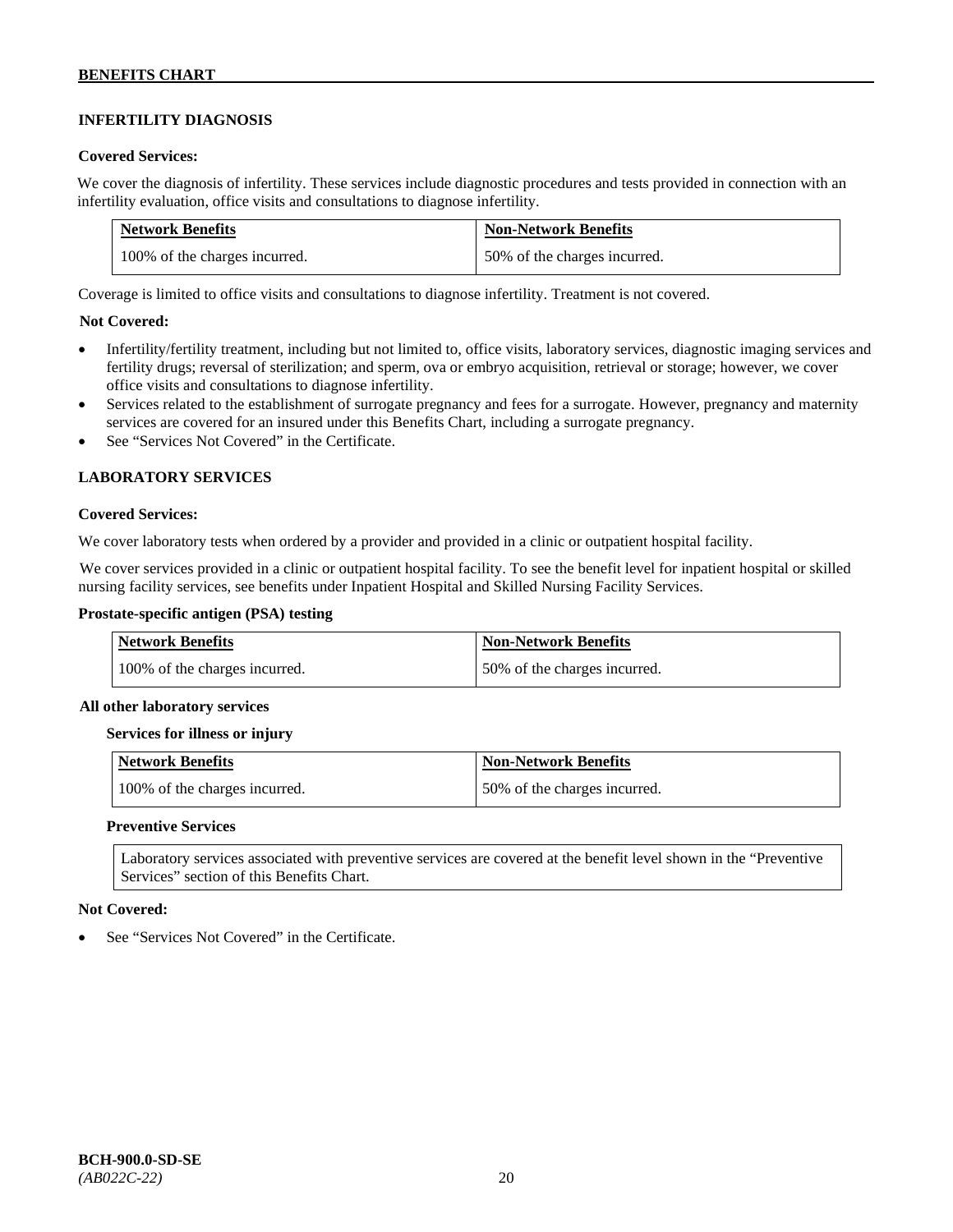## INFERTILITY DIAGNOSIS

**Covered Services:**

We cover the diagnosis of infertility. These services include diagnostic procedures and tests provided in connection with an infertility evaluation, office visits and consultations to diagnose infertility.

| Network Benefits | Non-Network Benefits |
|---|---|
| 100% of the charges incurred. | 50% of the charges incurred. |

Coverage is limited to office visits and consultations to diagnose infertility. Treatment is not covered.

**Not Covered:**

- Infertility/fertility treatment, including but not limited to, office visits, laboratory services, diagnostic imaging services and fertility drugs; reversal of sterilization; and sperm, ova or embryo acquisition, retrieval or storage; however, we cover office visits and consultations to diagnose infertility.
- Services related to the establishment of surrogate pregnancy and fees for a surrogate. However, pregnancy and maternity services are covered for an insured under this Benefits Chart, including a surrogate pregnancy.
- See "Services Not Covered" in the Certificate.

## LABORATORY SERVICES

**Covered Services:**

We cover laboratory tests when ordered by a provider and provided in a clinic or outpatient hospital facility.

We cover services provided in a clinic or outpatient hospital facility. To see the benefit level for inpatient hospital or skilled nursing facility services, see benefits under Inpatient Hospital and Skilled Nursing Facility Services.

**Prostate-specific antigen (PSA) testing**

| Network Benefits | Non-Network Benefits |
|---|---|
| 100% of the charges incurred. | 50% of the charges incurred. |

**All other laboratory services**

**Services for illness or injury**

| Network Benefits | Non-Network Benefits |
|---|---|
| 100% of the charges incurred. | 50% of the charges incurred. |

**Preventive Services**

Laboratory services associated with preventive services are covered at the benefit level shown in the "Preventive Services" section of this Benefits Chart.

**Not Covered:**

- See "Services Not Covered" in the Certificate.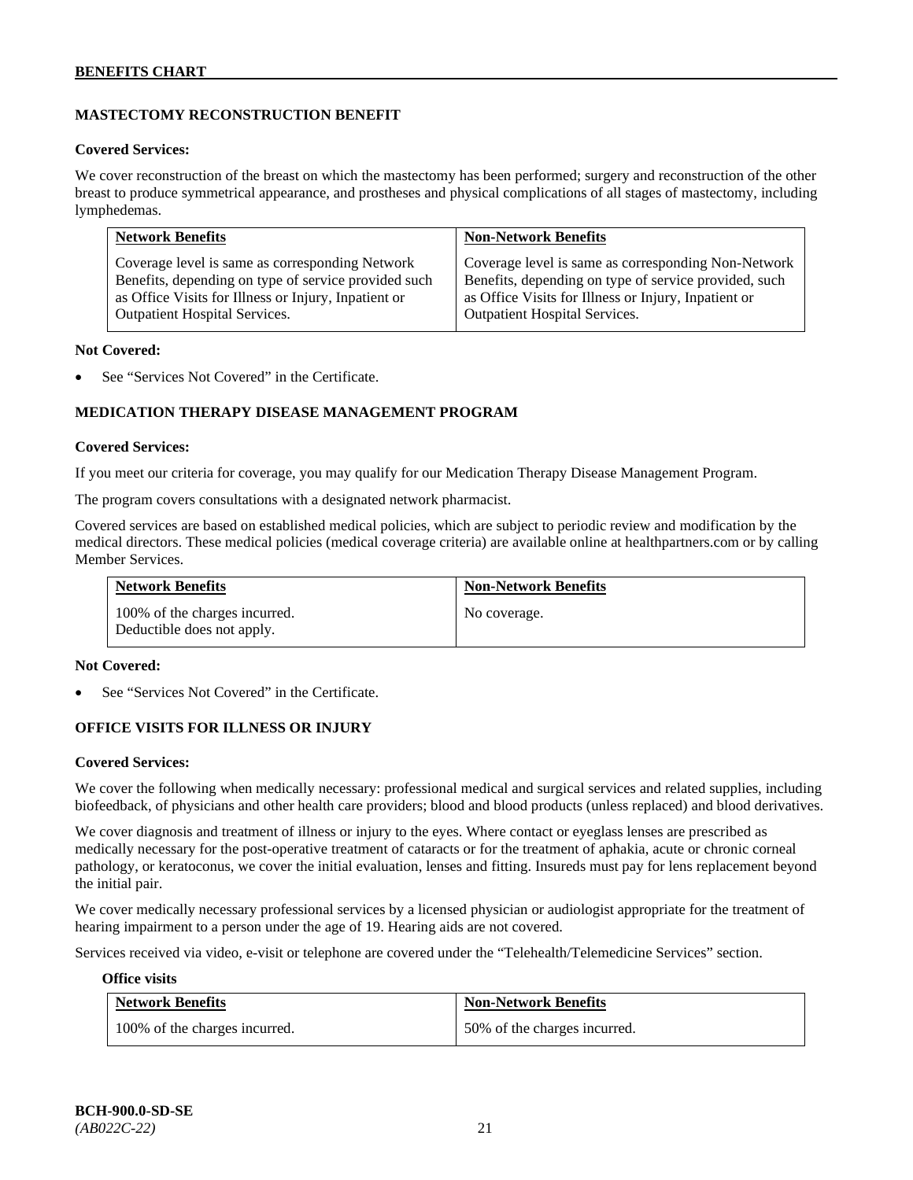## MASTECTOMY RECONSTRUCTION BENEFIT

**Covered Services:**

We cover reconstruction of the breast on which the mastectomy has been performed; surgery and reconstruction of the other breast to produce symmetrical appearance, and prostheses and physical complications of all stages of mastectomy, including lymphedemas.

| Network Benefits | Non-Network Benefits |
|---|---|
| Coverage level is same as corresponding Network Benefits, depending on type of service provided such as Office Visits for Illness or Injury, Inpatient or Outpatient Hospital Services. | Coverage level is same as corresponding Non-Network Benefits, depending on type of service provided, such as Office Visits for Illness or Injury, Inpatient or Outpatient Hospital Services. |

**Not Covered:**

- See "Services Not Covered" in the Certificate.

## MEDICATION THERAPY DISEASE MANAGEMENT PROGRAM

**Covered Services:**

If you meet our criteria for coverage, you may qualify for our Medication Therapy Disease Management Program.

The program covers consultations with a designated network pharmacist.

Covered services are based on established medical policies, which are subject to periodic review and modification by the medical directors. These medical policies (medical coverage criteria) are available online at healthpartners.com or by calling Member Services.

| Network Benefits | Non-Network Benefits |
|---|---|
| 100% of the charges incurred. Deductible does not apply. | No coverage. |

**Not Covered:**

- See "Services Not Covered" in the Certificate.

## OFFICE VISITS FOR ILLNESS OR INJURY

**Covered Services:**

We cover the following when medically necessary: professional medical and surgical services and related supplies, including biofeedback, of physicians and other health care providers; blood and blood products (unless replaced) and blood derivatives.

We cover diagnosis and treatment of illness or injury to the eyes. Where contact or eyeglass lenses are prescribed as medically necessary for the post-operative treatment of cataracts or for the treatment of aphakia, acute or chronic corneal pathology, or keratoconus, we cover the initial evaluation, lenses and fitting. Insureds must pay for lens replacement beyond the initial pair.

We cover medically necessary professional services by a licensed physician or audiologist appropriate for the treatment of hearing impairment to a person under the age of 19. Hearing aids are not covered.

Services received via video, e-visit or telephone are covered under the "Telehealth/Telemedicine Services" section.

**Office visits**

| Network Benefits | Non-Network Benefits |
|---|---|
| 100% of the charges incurred. | 50% of the charges incurred. |

**BCH-900.0-SD-SE**
*(AB022C-22)*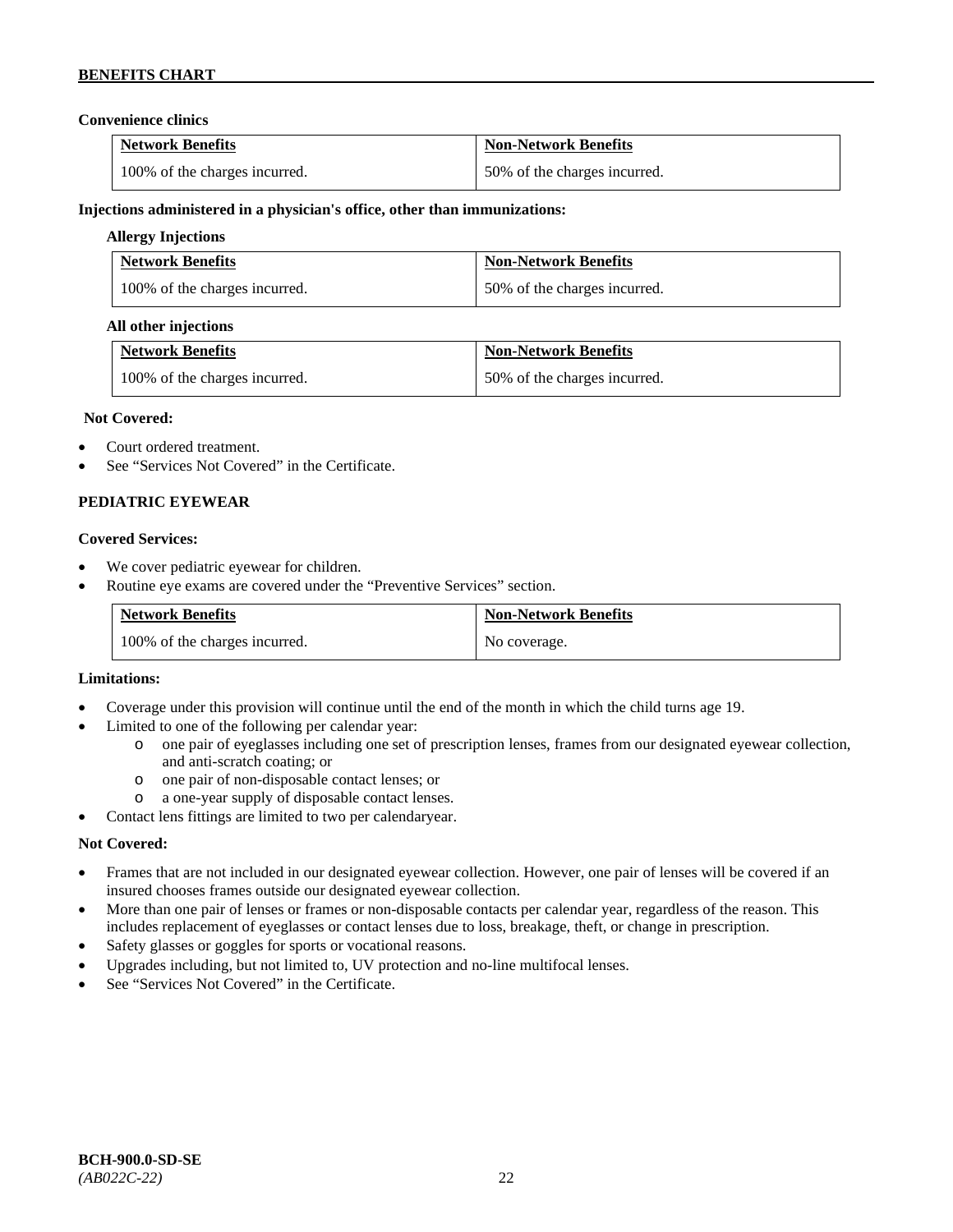**Convenience clinics**

| Network Benefits | Non-Network Benefits |
| --- | --- |
| 100% of the charges incurred. | 50% of the charges incurred. |

**Injections administered in a physician's office, other than immunizations:**

**Allergy Injections**

| Network Benefits | Non-Network Benefits |
| --- | --- |
| 100% of the charges incurred. | 50% of the charges incurred. |

**All other injections**

| Network Benefits | Non-Network Benefits |
| --- | --- |
| 100% of the charges incurred. | 50% of the charges incurred. |

**Not Covered:**

- Court ordered treatment.
- See "Services Not Covered" in the Certificate.

## PEDIATRIC EYEWEAR

**Covered Services:**

- We cover pediatric eyewear for children.
- Routine eye exams are covered under the "Preventive Services" section.

| Network Benefits | Non-Network Benefits |
| --- | --- |
| 100% of the charges incurred. | No coverage. |

**Limitations:**

- Coverage under this provision will continue until the end of the month in which the child turns age 19.
- Limited to one of the following per calendar year:
  - one pair of eyeglasses including one set of prescription lenses, frames from our designated eyewear collection, and anti-scratch coating; or
  - one pair of non-disposable contact lenses; or
  - a one-year supply of disposable contact lenses.
- Contact lens fittings are limited to two per calendaryear.

**Not Covered:**

- Frames that are not included in our designated eyewear collection. However, one pair of lenses will be covered if an insured chooses frames outside our designated eyewear collection.
- More than one pair of lenses or frames or non-disposable contacts per calendar year, regardless of the reason. This includes replacement of eyeglasses or contact lenses due to loss, breakage, theft, or change in prescription.
- Safety glasses or goggles for sports or vocational reasons.
- Upgrades including, but not limited to, UV protection and no-line multifocal lenses.
- See "Services Not Covered" in the Certificate.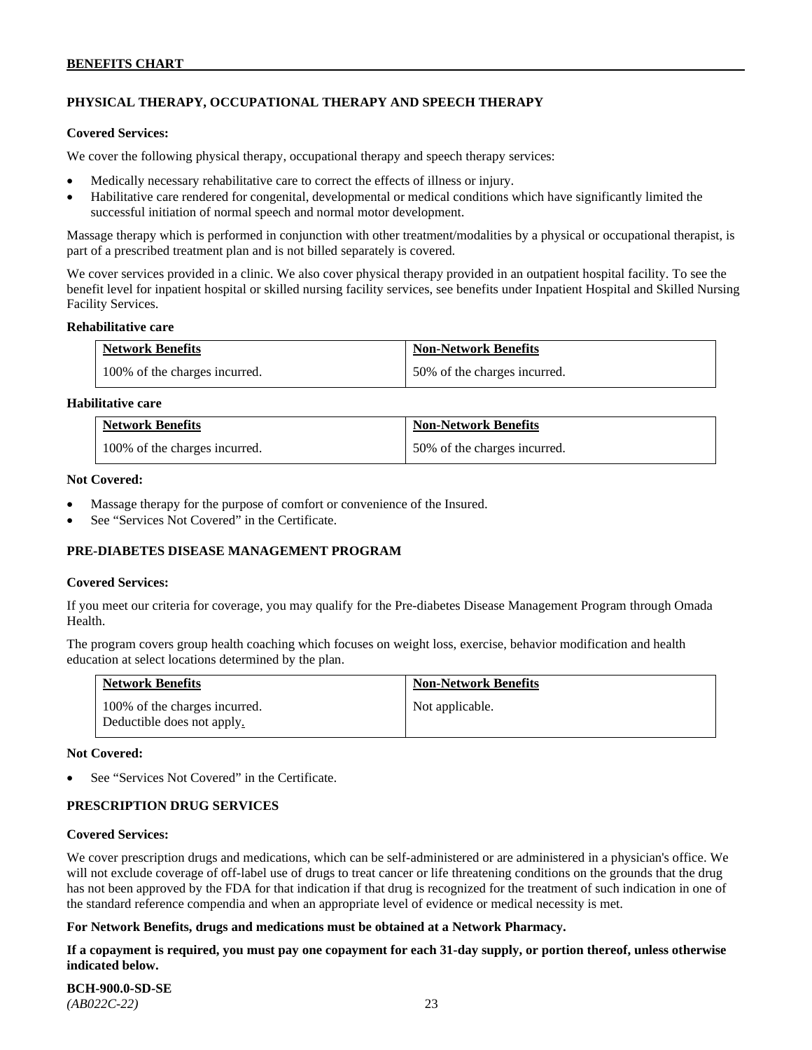## PHYSICAL THERAPY, OCCUPATIONAL THERAPY AND SPEECH THERAPY

**Covered Services:**

We cover the following physical therapy, occupational therapy and speech therapy services:

- Medically necessary rehabilitative care to correct the effects of illness or injury.
- Habilitative care rendered for congenital, developmental or medical conditions which have significantly limited the successful initiation of normal speech and normal motor development.

Massage therapy which is performed in conjunction with other treatment/modalities by a physical or occupational therapist, is part of a prescribed treatment plan and is not billed separately is covered.

We cover services provided in a clinic. We also cover physical therapy provided in an outpatient hospital facility. To see the benefit level for inpatient hospital or skilled nursing facility services, see benefits under Inpatient Hospital and Skilled Nursing Facility Services.

**Rehabilitative care**

| Network Benefits | Non-Network Benefits |
|---|---|
| 100% of the charges incurred. | 50% of the charges incurred. |

**Habilitative care**

| Network Benefits | Non-Network Benefits |
|---|---|
| 100% of the charges incurred. | 50% of the charges incurred. |

**Not Covered:**

- Massage therapy for the purpose of comfort or convenience of the Insured.
- See "Services Not Covered" in the Certificate.

## PRE-DIABETES DISEASE MANAGEMENT PROGRAM

**Covered Services:**

If you meet our criteria for coverage, you may qualify for the Pre-diabetes Disease Management Program through Omada Health.

The program covers group health coaching which focuses on weight loss, exercise, behavior modification and health education at select locations determined by the plan.

| Network Benefits | Non-Network Benefits |
|---|---|
| 100% of the charges incurred.<br>Deductible does not apply. | Not applicable. |

**Not Covered:**

- See "Services Not Covered" in the Certificate.

## PRESCRIPTION DRUG SERVICES

**Covered Services:**

We cover prescription drugs and medications, which can be self-administered or are administered in a physician's office. We will not exclude coverage of off-label use of drugs to treat cancer or life threatening conditions on the grounds that the drug has not been approved by the FDA for that indication if that drug is recognized for the treatment of such indication in one of the standard reference compendia and when an appropriate level of evidence or medical necessity is met.

**For Network Benefits, drugs and medications must be obtained at a Network Pharmacy.**

**If a copayment is required, you must pay one copayment for each 31-day supply, or portion thereof, unless otherwise indicated below.**

**BCH-900.0-SD-SE**
*(AB022C-22)*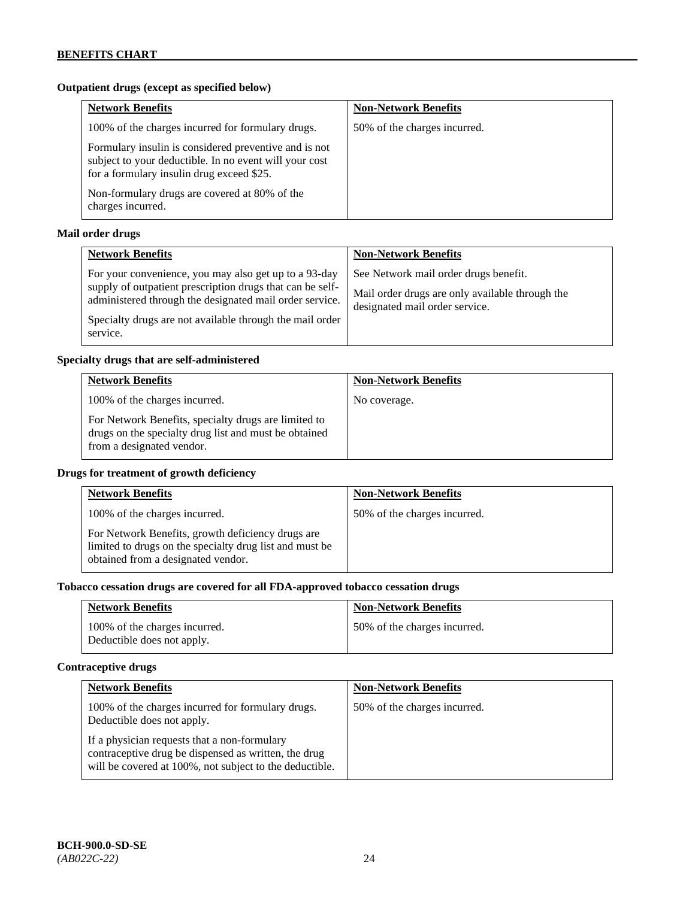**Outpatient drugs (except as specified below)**

| Network Benefits | Non-Network Benefits |
|---|---|
| 100% of the charges incurred for formulary drugs.<br><br>Formulary insulin is considered preventive and is not subject to your deductible. In no event will your cost for a formulary insulin drug exceed $25.<br><br>Non-formulary drugs are covered at 80% of the charges incurred. | 50% of the charges incurred. |

**Mail order drugs**

| Network Benefits | Non-Network Benefits |
|---|---|
| For your convenience, you may also get up to a 93-day supply of outpatient prescription drugs that can be self-administered through the designated mail order service.<br><br>Specialty drugs are not available through the mail order service. | See Network mail order drugs benefit.<br><br>Mail order drugs are only available through the designated mail order service. |

**Specialty drugs that are self-administered**

| Network Benefits | Non-Network Benefits |
|---|---|
| 100% of the charges incurred.<br><br>For Network Benefits, specialty drugs are limited to drugs on the specialty drug list and must be obtained from a designated vendor. | No coverage. |

**Drugs for treatment of growth deficiency**

| Network Benefits | Non-Network Benefits |
|---|---|
| 100% of the charges incurred.<br><br>For Network Benefits, growth deficiency drugs are limited to drugs on the specialty drug list and must be obtained from a designated vendor. | 50% of the charges incurred. |

**Tobacco cessation drugs are covered for all FDA-approved tobacco cessation drugs**

| Network Benefits | Non-Network Benefits |
|---|---|
| 100% of the charges incurred.<br>Deductible does not apply. | 50% of the charges incurred. |

**Contraceptive drugs**

| Network Benefits | Non-Network Benefits |
|---|---|
| 100% of the charges incurred for formulary drugs. Deductible does not apply.<br><br>If a physician requests that a non-formulary contraceptive drug be dispensed as written, the drug will be covered at 100%, not subject to the deductible. | 50% of the charges incurred. |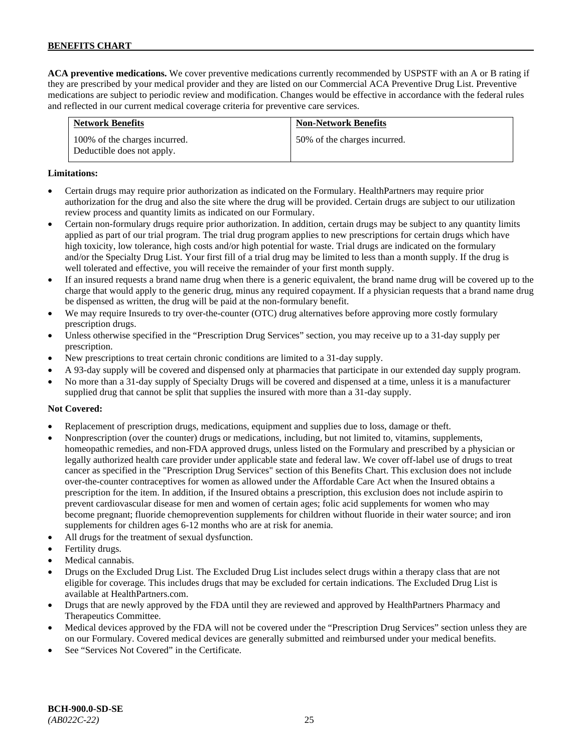**ACA preventive medications.** We cover preventive medications currently recommended by USPSTF with an A or B rating if they are prescribed by your medical provider and they are listed on our Commercial ACA Preventive Drug List. Preventive medications are subject to periodic review and modification. Changes would be effective in accordance with the federal rules and reflected in our current medical coverage criteria for preventive care services.

| Network Benefits | Non-Network Benefits |
|---|---|
| 100% of the charges incurred. Deductible does not apply. | 50% of the charges incurred. |

**Limitations:**

- Certain drugs may require prior authorization as indicated on the Formulary. HealthPartners may require prior authorization for the drug and also the site where the drug will be provided. Certain drugs are subject to our utilization review process and quantity limits as indicated on our Formulary.
- Certain non-formulary drugs require prior authorization. In addition, certain drugs may be subject to any quantity limits applied as part of our trial program. The trial drug program applies to new prescriptions for certain drugs which have high toxicity, low tolerance, high costs and/or high potential for waste. Trial drugs are indicated on the formulary and/or the Specialty Drug List. Your first fill of a trial drug may be limited to less than a month supply. If the drug is well tolerated and effective, you will receive the remainder of your first month supply.
- If an insured requests a brand name drug when there is a generic equivalent, the brand name drug will be covered up to the charge that would apply to the generic drug, minus any required copayment. If a physician requests that a brand name drug be dispensed as written, the drug will be paid at the non-formulary benefit.
- We may require Insureds to try over-the-counter (OTC) drug alternatives before approving more costly formulary prescription drugs.
- Unless otherwise specified in the "Prescription Drug Services" section, you may receive up to a 31-day supply per prescription.
- New prescriptions to treat certain chronic conditions are limited to a 31-day supply.
- A 93-day supply will be covered and dispensed only at pharmacies that participate in our extended day supply program.
- No more than a 31-day supply of Specialty Drugs will be covered and dispensed at a time, unless it is a manufacturer supplied drug that cannot be split that supplies the insured with more than a 31-day supply.

**Not Covered:**

- Replacement of prescription drugs, medications, equipment and supplies due to loss, damage or theft.
- Nonprescription (over the counter) drugs or medications, including, but not limited to, vitamins, supplements, homeopathic remedies, and non-FDA approved drugs, unless listed on the Formulary and prescribed by a physician or legally authorized health care provider under applicable state and federal law. We cover off-label use of drugs to treat cancer as specified in the "Prescription Drug Services" section of this Benefits Chart. This exclusion does not include over-the-counter contraceptives for women as allowed under the Affordable Care Act when the Insured obtains a prescription for the item. In addition, if the Insured obtains a prescription, this exclusion does not include aspirin to prevent cardiovascular disease for men and women of certain ages; folic acid supplements for women who may become pregnant; fluoride chemoprevention supplements for children without fluoride in their water source; and iron supplements for children ages 6-12 months who are at risk for anemia.
- All drugs for the treatment of sexual dysfunction.
- Fertility drugs.
- Medical cannabis.
- Drugs on the Excluded Drug List. The Excluded Drug List includes select drugs within a therapy class that are not eligible for coverage. This includes drugs that may be excluded for certain indications. The Excluded Drug List is available at HealthPartners.com.
- Drugs that are newly approved by the FDA until they are reviewed and approved by HealthPartners Pharmacy and Therapeutics Committee.
- Medical devices approved by the FDA will not be covered under the "Prescription Drug Services" section unless they are on our Formulary. Covered medical devices are generally submitted and reimbursed under your medical benefits.
- See "Services Not Covered" in the Certificate.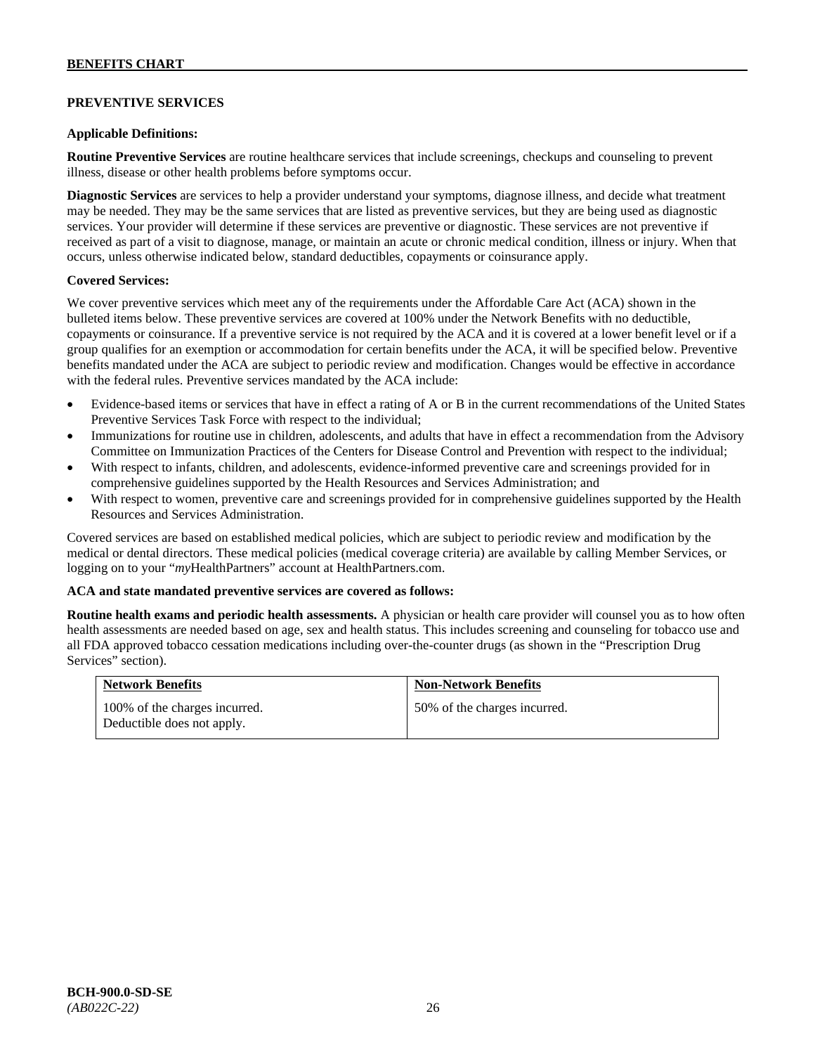## PREVENTIVE SERVICES

**Applicable Definitions:**

**Routine Preventive Services** are routine healthcare services that include screenings, checkups and counseling to prevent illness, disease or other health problems before symptoms occur.

**Diagnostic Services** are services to help a provider understand your symptoms, diagnose illness, and decide what treatment may be needed. They may be the same services that are listed as preventive services, but they are being used as diagnostic services. Your provider will determine if these services are preventive or diagnostic. These services are not preventive if received as part of a visit to diagnose, manage, or maintain an acute or chronic medical condition, illness or injury. When that occurs, unless otherwise indicated below, standard deductibles, copayments or coinsurance apply.

**Covered Services:**

We cover preventive services which meet any of the requirements under the Affordable Care Act (ACA) shown in the bulleted items below. These preventive services are covered at 100% under the Network Benefits with no deductible, copayments or coinsurance. If a preventive service is not required by the ACA and it is covered at a lower benefit level or if a group qualifies for an exemption or accommodation for certain benefits under the ACA, it will be specified below. Preventive benefits mandated under the ACA are subject to periodic review and modification. Changes would be effective in accordance with the federal rules. Preventive services mandated by the ACA include:

- Evidence-based items or services that have in effect a rating of A or B in the current recommendations of the United States Preventive Services Task Force with respect to the individual;
- Immunizations for routine use in children, adolescents, and adults that have in effect a recommendation from the Advisory Committee on Immunization Practices of the Centers for Disease Control and Prevention with respect to the individual;
- With respect to infants, children, and adolescents, evidence-informed preventive care and screenings provided for in comprehensive guidelines supported by the Health Resources and Services Administration; and
- With respect to women, preventive care and screenings provided for in comprehensive guidelines supported by the Health Resources and Services Administration.

Covered services are based on established medical policies, which are subject to periodic review and modification by the medical or dental directors. These medical policies (medical coverage criteria) are available by calling Member Services, or logging on to your "*my*HealthPartners" account at HealthPartners.com.

**ACA and state mandated preventive services are covered as follows:**

**Routine health exams and periodic health assessments.** A physician or health care provider will counsel you as to how often health assessments are needed based on age, sex and health status. This includes screening and counseling for tobacco use and all FDA approved tobacco cessation medications including over-the-counter drugs (as shown in the "Prescription Drug Services" section).

| Network Benefits | Non-Network Benefits |
|---|---|
| 100% of the charges incurred. Deductible does not apply. | 50% of the charges incurred. |

**BCH-900.0-SD-SE**
*(AB022C-22)*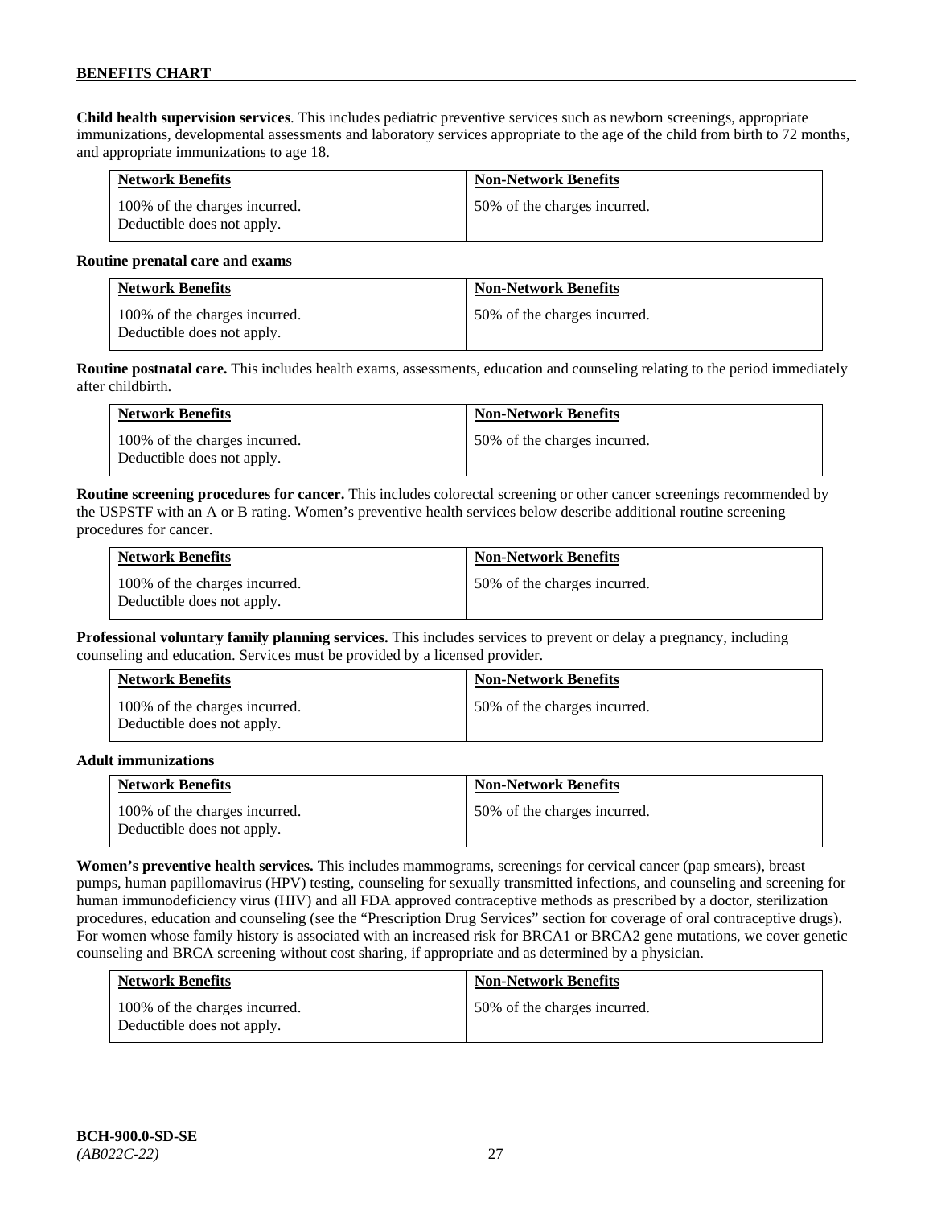**Child health supervision services**. This includes pediatric preventive services such as newborn screenings, appropriate immunizations, developmental assessments and laboratory services appropriate to the age of the child from birth to 72 months, and appropriate immunizations to age 18.

| Network Benefits | Non-Network Benefits |
|---|---|
| 100% of the charges incurred. Deductible does not apply. | 50% of the charges incurred. |

**Routine prenatal care and exams**

| Network Benefits | Non-Network Benefits |
|---|---|
| 100% of the charges incurred. Deductible does not apply. | 50% of the charges incurred. |

**Routine postnatal care.** This includes health exams, assessments, education and counseling relating to the period immediately after childbirth.

| Network Benefits | Non-Network Benefits |
|---|---|
| 100% of the charges incurred. Deductible does not apply. | 50% of the charges incurred. |

**Routine screening procedures for cancer.** This includes colorectal screening or other cancer screenings recommended by the USPSTF with an A or B rating. Women's preventive health services below describe additional routine screening procedures for cancer.

| Network Benefits | Non-Network Benefits |
|---|---|
| 100% of the charges incurred. Deductible does not apply. | 50% of the charges incurred. |

**Professional voluntary family planning services.** This includes services to prevent or delay a pregnancy, including counseling and education. Services must be provided by a licensed provider.

| Network Benefits | Non-Network Benefits |
|---|---|
| 100% of the charges incurred. Deductible does not apply. | 50% of the charges incurred. |

**Adult immunizations**

| Network Benefits | Non-Network Benefits |
|---|---|
| 100% of the charges incurred. Deductible does not apply. | 50% of the charges incurred. |

**Women's preventive health services.** This includes mammograms, screenings for cervical cancer (pap smears), breast pumps, human papillomavirus (HPV) testing, counseling for sexually transmitted infections, and counseling and screening for human immunodeficiency virus (HIV) and all FDA approved contraceptive methods as prescribed by a doctor, sterilization procedures, education and counseling (see the "Prescription Drug Services" section for coverage of oral contraceptive drugs). For women whose family history is associated with an increased risk for BRCA1 or BRCA2 gene mutations, we cover genetic counseling and BRCA screening without cost sharing, if appropriate and as determined by a physician.

| Network Benefits | Non-Network Benefits |
|---|---|
| 100% of the charges incurred. Deductible does not apply. | 50% of the charges incurred. |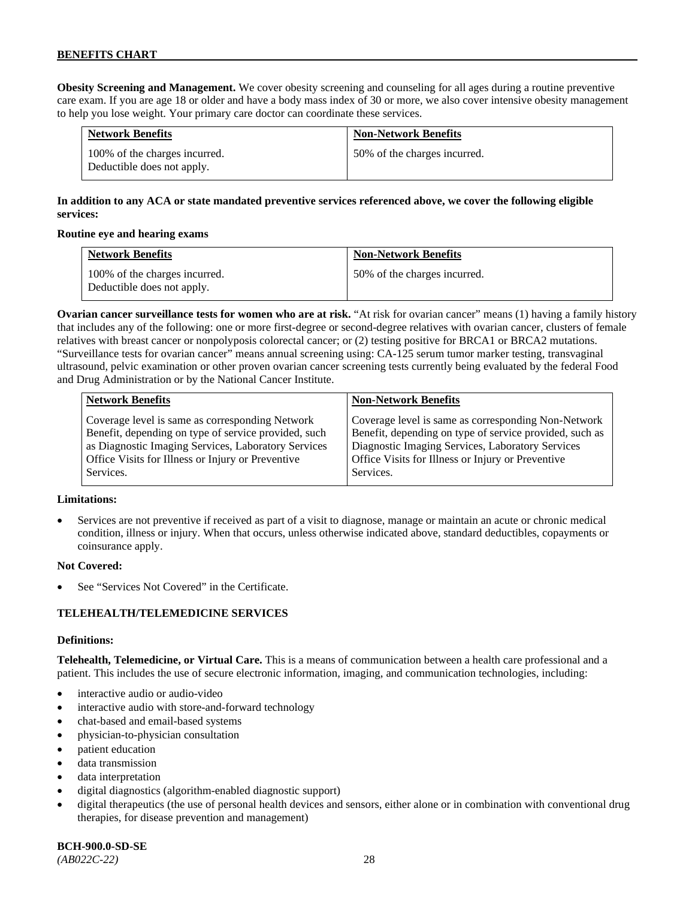**Obesity Screening and Management.** We cover obesity screening and counseling for all ages during a routine preventive care exam. If you are age 18 or older and have a body mass index of 30 or more, we also cover intensive obesity management to help you lose weight. Your primary care doctor can coordinate these services.

| Network Benefits | Non-Network Benefits |
| --- | --- |
| 100% of the charges incurred. Deductible does not apply. | 50% of the charges incurred. |

**In addition to any ACA or state mandated preventive services referenced above, we cover the following eligible services:**

**Routine eye and hearing exams**

| Network Benefits | Non-Network Benefits |
| --- | --- |
| 100% of the charges incurred. Deductible does not apply. | 50% of the charges incurred. |

**Ovarian cancer surveillance tests for women who are at risk.** "At risk for ovarian cancer" means (1) having a family history that includes any of the following: one or more first-degree or second-degree relatives with ovarian cancer, clusters of female relatives with breast cancer or nonpolyposis colorectal cancer; or (2) testing positive for BRCA1 or BRCA2 mutations. "Surveillance tests for ovarian cancer" means annual screening using: CA-125 serum tumor marker testing, transvaginal ultrasound, pelvic examination or other proven ovarian cancer screening tests currently being evaluated by the federal Food and Drug Administration or by the National Cancer Institute.

| Network Benefits | Non-Network Benefits |
| --- | --- |
| Coverage level is same as corresponding Network Benefit, depending on type of service provided, such as Diagnostic Imaging Services, Laboratory Services Office Visits for Illness or Injury or Preventive Services. | Coverage level is same as corresponding Non-Network Benefit, depending on type of service provided, such as Diagnostic Imaging Services, Laboratory Services Office Visits for Illness or Injury or Preventive Services. |

**Limitations:**

- Services are not preventive if received as part of a visit to diagnose, manage or maintain an acute or chronic medical condition, illness or injury. When that occurs, unless otherwise indicated above, standard deductibles, copayments or coinsurance apply.

**Not Covered:**

- See "Services Not Covered" in the Certificate.

## TELEHEALTH/TELEMEDICINE SERVICES

**Definitions:**

**Telehealth, Telemedicine, or Virtual Care.** This is a means of communication between a health care professional and a patient. This includes the use of secure electronic information, imaging, and communication technologies, including:

- interactive audio or audio-video
- interactive audio with store-and-forward technology
- chat-based and email-based systems
- physician-to-physician consultation
- patient education
- data transmission
- data interpretation
- digital diagnostics (algorithm-enabled diagnostic support)
- digital therapeutics (the use of personal health devices and sensors, either alone or in combination with conventional drug therapies, for disease prevention and management)

**BCH-900.0-SD-SE**
*(AB022C-22)*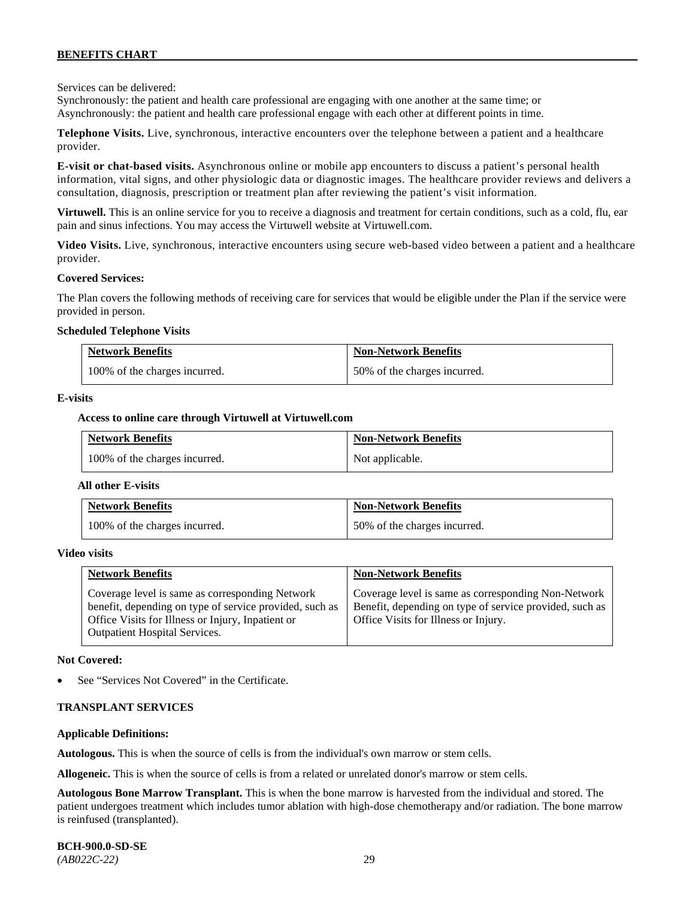Services can be delivered:
Synchronously: the patient and health care professional are engaging with one another at the same time; or
Asynchronously: the patient and health care professional engage with each other at different points in time.

**Telephone Visits.** Live, synchronous, interactive encounters over the telephone between a patient and a healthcare provider.

**E-visit or chat-based visits.** Asynchronous online or mobile app encounters to discuss a patient's personal health information, vital signs, and other physiologic data or diagnostic images. The healthcare provider reviews and delivers a consultation, diagnosis, prescription or treatment plan after reviewing the patient's visit information.

**Virtuwell.** This is an online service for you to receive a diagnosis and treatment for certain conditions, such as a cold, flu, ear pain and sinus infections. You may access the Virtuwell website at Virtuwell.com.

**Video Visits.** Live, synchronous, interactive encounters using secure web-based video between a patient and a healthcare provider.

**Covered Services:**

The Plan covers the following methods of receiving care for services that would be eligible under the Plan if the service were provided in person.

**Scheduled Telephone Visits**

| Network Benefits | Non-Network Benefits |
|---|---|
| 100% of the charges incurred. | 50% of the charges incurred. |

**E-visits**

**Access to online care through Virtuwell at Virtuwell.com**

| Network Benefits | Non-Network Benefits |
|---|---|
| 100% of the charges incurred. | Not applicable. |

**All other E-visits**

| Network Benefits | Non-Network Benefits |
|---|---|
| 100% of the charges incurred. | 50% of the charges incurred. |

**Video visits**

| Network Benefits | Non-Network Benefits |
|---|---|
| Coverage level is same as corresponding Network benefit, depending on type of service provided, such as Office Visits for Illness or Injury, Inpatient or Outpatient Hospital Services. | Coverage level is same as corresponding Non-Network Benefit, depending on type of service provided, such as Office Visits for Illness or Injury. |

**Not Covered:**

- See "Services Not Covered" in the Certificate.

## TRANSPLANT SERVICES

**Applicable Definitions:**

**Autologous.** This is when the source of cells is from the individual's own marrow or stem cells.

**Allogeneic.** This is when the source of cells is from a related or unrelated donor's marrow or stem cells.

**Autologous Bone Marrow Transplant.** This is when the bone marrow is harvested from the individual and stored. The patient undergoes treatment which includes tumor ablation with high-dose chemotherapy and/or radiation. The bone marrow is reinfused (transplanted).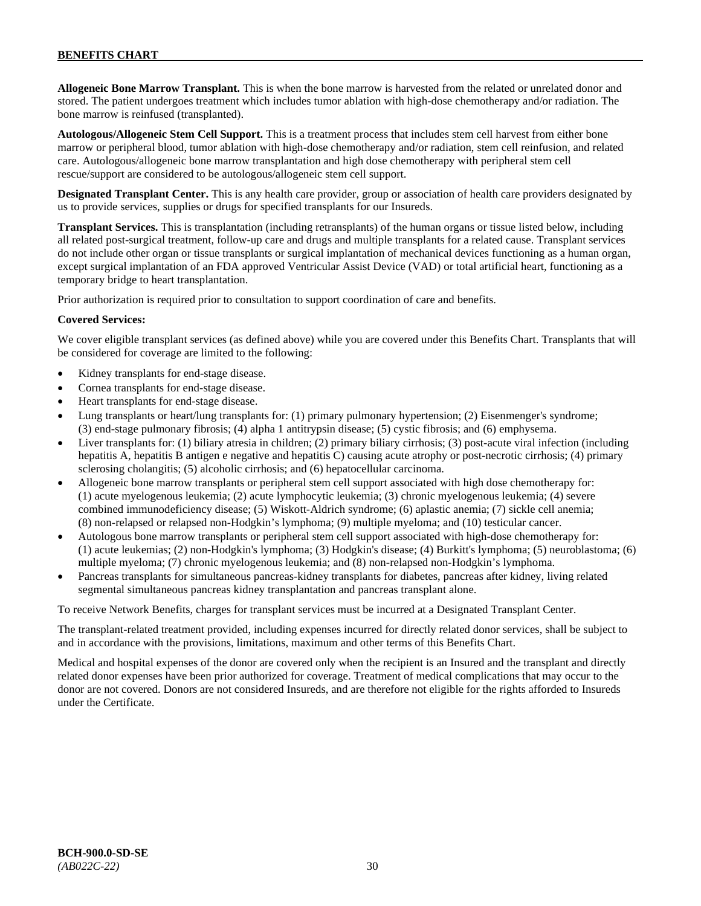**Allogeneic Bone Marrow Transplant.** This is when the bone marrow is harvested from the related or unrelated donor and stored. The patient undergoes treatment which includes tumor ablation with high-dose chemotherapy and/or radiation. The bone marrow is reinfused (transplanted).

**Autologous/Allogeneic Stem Cell Support.** This is a treatment process that includes stem cell harvest from either bone marrow or peripheral blood, tumor ablation with high-dose chemotherapy and/or radiation, stem cell reinfusion, and related care. Autologous/allogeneic bone marrow transplantation and high dose chemotherapy with peripheral stem cell rescue/support are considered to be autologous/allogeneic stem cell support.

**Designated Transplant Center.** This is any health care provider, group or association of health care providers designated by us to provide services, supplies or drugs for specified transplants for our Insureds.

**Transplant Services.** This is transplantation (including retransplants) of the human organs or tissue listed below, including all related post-surgical treatment, follow-up care and drugs and multiple transplants for a related cause. Transplant services do not include other organ or tissue transplants or surgical implantation of mechanical devices functioning as a human organ, except surgical implantation of an FDA approved Ventricular Assist Device (VAD) or total artificial heart, functioning as a temporary bridge to heart transplantation.

Prior authorization is required prior to consultation to support coordination of care and benefits.

**Covered Services:**

We cover eligible transplant services (as defined above) while you are covered under this Benefits Chart. Transplants that will be considered for coverage are limited to the following:

- Kidney transplants for end-stage disease.
- Cornea transplants for end-stage disease.
- Heart transplants for end-stage disease.
- Lung transplants or heart/lung transplants for: (1) primary pulmonary hypertension; (2) Eisenmenger's syndrome; (3) end-stage pulmonary fibrosis; (4) alpha 1 antitrypsin disease; (5) cystic fibrosis; and (6) emphysema.
- Liver transplants for: (1) biliary atresia in children; (2) primary biliary cirrhosis; (3) post-acute viral infection (including hepatitis A, hepatitis B antigen e negative and hepatitis C) causing acute atrophy or post-necrotic cirrhosis; (4) primary sclerosing cholangitis; (5) alcoholic cirrhosis; and (6) hepatocellular carcinoma.
- Allogeneic bone marrow transplants or peripheral stem cell support associated with high dose chemotherapy for: (1) acute myelogenous leukemia; (2) acute lymphocytic leukemia; (3) chronic myelogenous leukemia; (4) severe combined immunodeficiency disease; (5) Wiskott-Aldrich syndrome; (6) aplastic anemia; (7) sickle cell anemia; (8) non-relapsed or relapsed non-Hodgkin's lymphoma; (9) multiple myeloma; and (10) testicular cancer.
- Autologous bone marrow transplants or peripheral stem cell support associated with high-dose chemotherapy for: (1) acute leukemias; (2) non-Hodgkin's lymphoma; (3) Hodgkin's disease; (4) Burkitt's lymphoma; (5) neuroblastoma; (6) multiple myeloma; (7) chronic myelogenous leukemia; and (8) non-relapsed non-Hodgkin's lymphoma.
- Pancreas transplants for simultaneous pancreas-kidney transplants for diabetes, pancreas after kidney, living related segmental simultaneous pancreas kidney transplantation and pancreas transplant alone.

To receive Network Benefits, charges for transplant services must be incurred at a Designated Transplant Center.

The transplant-related treatment provided, including expenses incurred for directly related donor services, shall be subject to and in accordance with the provisions, limitations, maximum and other terms of this Benefits Chart.

Medical and hospital expenses of the donor are covered only when the recipient is an Insured and the transplant and directly related donor expenses have been prior authorized for coverage. Treatment of medical complications that may occur to the donor are not covered. Donors are not considered Insureds, and are therefore not eligible for the rights afforded to Insureds under the Certificate.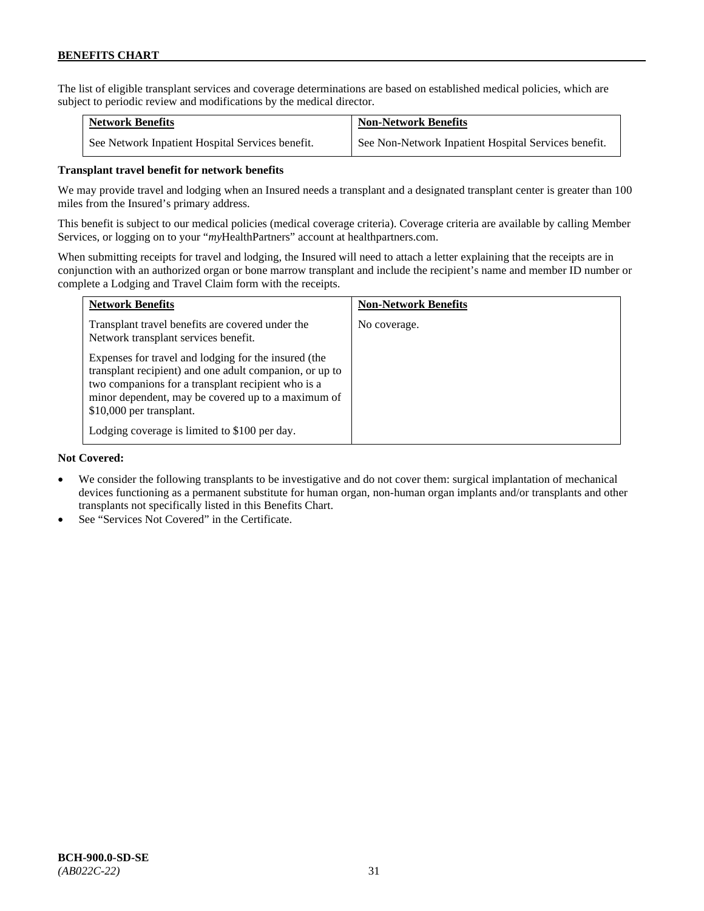The list of eligible transplant services and coverage determinations are based on established medical policies, which are subject to periodic review and modifications by the medical director.

| Network Benefits | Non-Network Benefits |
| --- | --- |
| See Network Inpatient Hospital Services benefit. | See Non-Network Inpatient Hospital Services benefit. |

**Transplant travel benefit for network benefits**

We may provide travel and lodging when an Insured needs a transplant and a designated transplant center is greater than 100 miles from the Insured's primary address.

This benefit is subject to our medical policies (medical coverage criteria). Coverage criteria are available by calling Member Services, or logging on to your "*my*HealthPartners" account at healthpartners.com.

When submitting receipts for travel and lodging, the Insured will need to attach a letter explaining that the receipts are in conjunction with an authorized organ or bone marrow transplant and include the recipient's name and member ID number or complete a Lodging and Travel Claim form with the receipts.

| Network Benefits | Non-Network Benefits |
| --- | --- |
| Transplant travel benefits are covered under the Network transplant services benefit.<br><br>Expenses for travel and lodging for the insured (the transplant recipient) and one adult companion, or up to two companions for a transplant recipient who is a minor dependent, may be covered up to a maximum of $10,000 per transplant.<br><br>Lodging coverage is limited to $100 per day. | No coverage. |

**Not Covered:**

- We consider the following transplants to be investigative and do not cover them: surgical implantation of mechanical devices functioning as a permanent substitute for human organ, non-human organ implants and/or transplants and other transplants not specifically listed in this Benefits Chart.
- See "Services Not Covered" in the Certificate.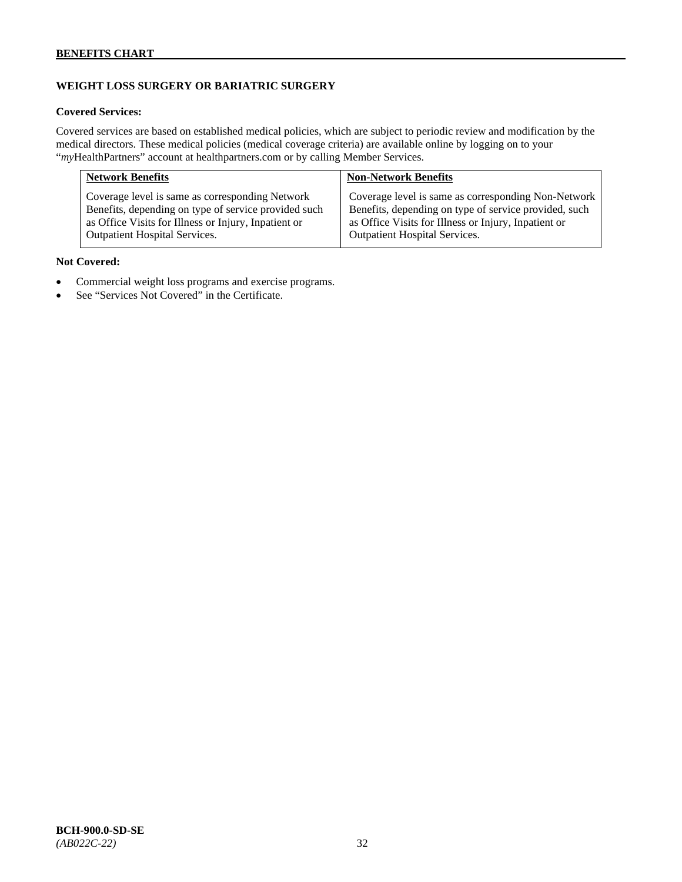### WEIGHT LOSS SURGERY OR BARIATRIC SURGERY

**Covered Services:**

Covered services are based on established medical policies, which are subject to periodic review and modification by the medical directors. These medical policies (medical coverage criteria) are available online by logging on to your "*my*HealthPartners" account at healthpartners.com or by calling Member Services.

| Network Benefits | Non-Network Benefits |
|---|---|
| Coverage level is same as corresponding Network Benefits, depending on type of service provided such as Office Visits for Illness or Injury, Inpatient or Outpatient Hospital Services. | Coverage level is same as corresponding Non-Network Benefits, depending on type of service provided, such as Office Visits for Illness or Injury, Inpatient or Outpatient Hospital Services. |

**Not Covered:**

- Commercial weight loss programs and exercise programs.
- See "Services Not Covered" in the Certificate.

**BCH-900.0-SD-SE**
*(AB022C-22)*